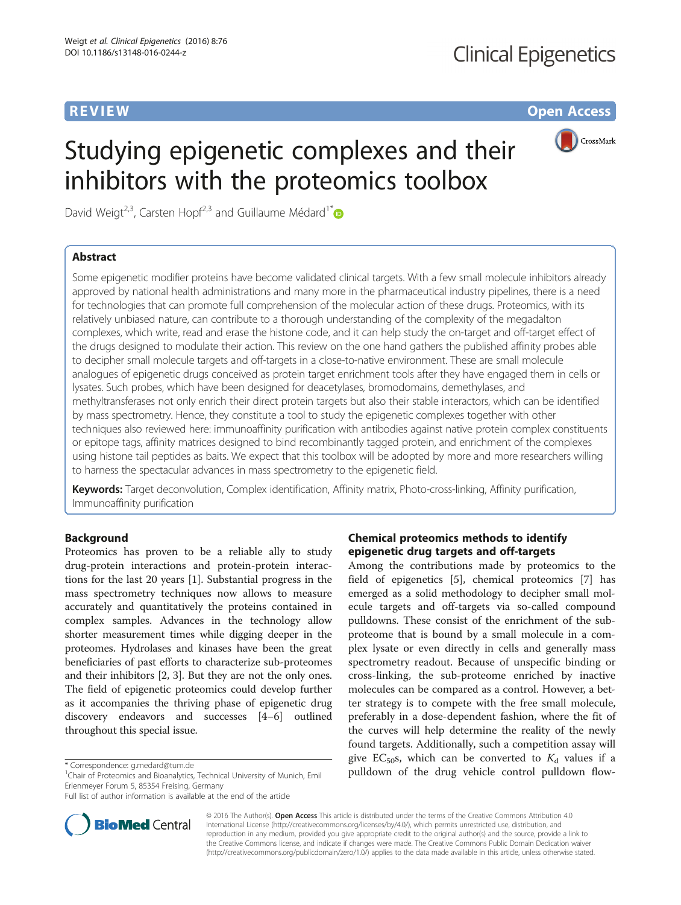REVIEW Open Access

# Studying epigenetic complexes and their inhibitors with the proteomics toolbox

David Weigt[2,3], Carsten Hopf[2,3] and Guillaume Médard[1*]

## Abstract

Some epigenetic modifier proteins have become validated clinical targets. With a few small molecule inhibitors already approved by national health administrations and many more in the pharmaceutical industry pipelines, there is a need for technologies that can promote full comprehension of the molecular action of these drugs. Proteomics, with its relatively unbiased nature, can contribute to a thorough understanding of the complexity of the megadalton complexes, which write, read and erase the histone code, and it can help study the on-target and off-target effect of the drugs designed to modulate their action. This review on the one hand gathers the published affinity probes able to decipher small molecule targets and off-targets in a close-to-native environment. These are small molecule analogues of epigenetic drugs conceived as protein target enrichment tools after they have engaged them in cells or lysates. Such probes, which have been designed for deacetylases, bromodomains, demethylases, and methyltransferases not only enrich their direct protein targets but also their stable interactors, which can be identified by mass spectrometry. Hence, they constitute a tool to study the epigenetic complexes together with other techniques also reviewed here: immunoaffinity purification with antibodies against native protein complex constituents or epitope tags, affinity matrices designed to bind recombinantly tagged protein, and enrichment of the complexes using histone tail peptides as baits. We expect that this toolbox will be adopted by more and more researchers willing to harness the spectacular advances in mass spectrometry to the epigenetic field.

**Keywords:** Target deconvolution, Complex identification, Affinity matrix, Photo-cross-linking, Affinity purification, Immunoaffinity purification

## Background

Proteomics has proven to be a reliable ally to study drug-protein interactions and protein-protein interactions for the last 20 years [1]. Substantial progress in the mass spectrometry techniques now allows to measure accurately and quantitatively the proteins contained in complex samples. Advances in the technology allow shorter measurement times while digging deeper in the proteomes. Hydrolases and kinases have been the great beneficiaries of past efforts to characterize sub-proteomes and their inhibitors [2, 3]. But they are not the only ones. The field of epigenetic proteomics could develop further as it accompanies the thriving phase of epigenetic drug discovery endeavors and successes [4–6] outlined throughout this special issue.

## Chemical proteomics methods to identify epigenetic drug targets and off-targets

Among the contributions made by proteomics to the field of epigenetics [5], chemical proteomics [7] has emerged as a solid methodology to decipher small molecule targets and off-targets via so-called compound pulldowns. These consist of the enrichment of the sub-proteome that is bound by a small molecule in a complex lysate or even directly in cells and generally mass spectrometry readout. Because of unspecific binding or cross-linking, the sub-proteome enriched by inactive molecules can be compared as a control. However, a better strategy is to compete with the free small molecule, preferably in a dose-dependent fashion, where the fit of the curves will help determine the reality of the newly found targets. Additionally, such a competition assay will give $EC_{50}$s, which can be converted to $K_d$ values if a pulldown of the drug vehicle control pulldown flow-

* Correspondence: g.medard@tum.de
[1]Chair of Proteomics and Bioanalytics, Technical University of Munich, Emil Erlenmeyer Forum 5, 85354 Freising, Germany
Full list of author information is available at the end of the article

© 2016 The Author(s). **Open Access** This article is distributed under the terms of the Creative Commons Attribution 4.0 International License (http://creativecommons.org/licenses/by/4.0/), which permits unrestricted use, distribution, and reproduction in any medium, provided you give appropriate credit to the original author(s) and the source, provide a link to the Creative Commons license, and indicate if changes were made. The Creative Commons Public Domain Dedication waiver (http://creativecommons.org/publicdomain/zero/1.0/) applies to the data made available in this article, unless otherwise stated.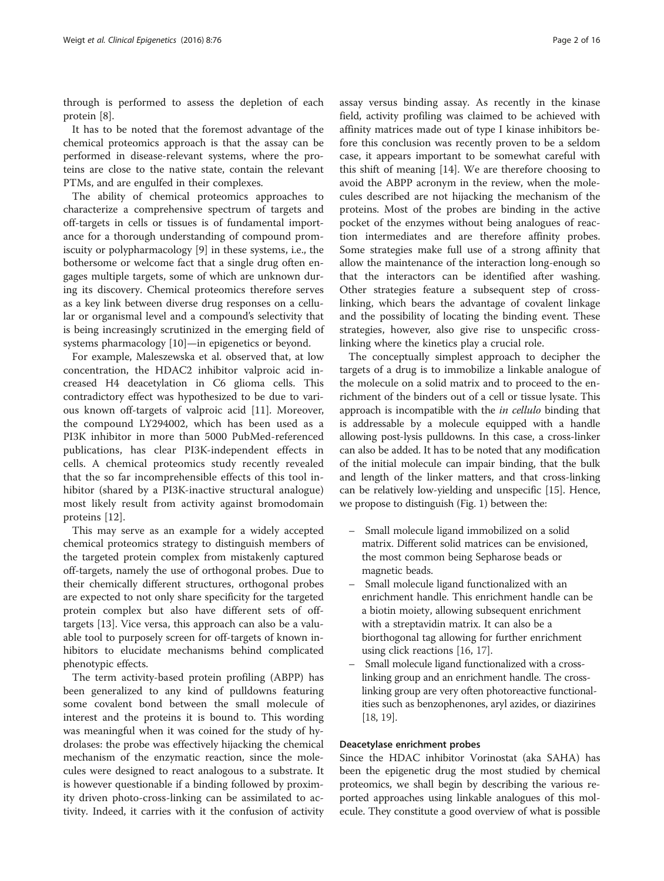through is performed to assess the depletion of each protein [8].

It has to be noted that the foremost advantage of the chemical proteomics approach is that the assay can be performed in disease-relevant systems, where the proteins are close to the native state, contain the relevant PTMs, and are engulfed in their complexes.

The ability of chemical proteomics approaches to characterize a comprehensive spectrum of targets and off-targets in cells or tissues is of fundamental importance for a thorough understanding of compound promiscuity or polypharmacology [9] in these systems, i.e., the bothersome or welcome fact that a single drug often engages multiple targets, some of which are unknown during its discovery. Chemical proteomics therefore serves as a key link between diverse drug responses on a cellular or organismal level and a compound's selectivity that is being increasingly scrutinized in the emerging field of systems pharmacology [10]—in epigenetics or beyond.

For example, Maleszewska et al. observed that, at low concentration, the HDAC2 inhibitor valproic acid increased H4 deacetylation in C6 glioma cells. This contradictory effect was hypothesized to be due to various known off-targets of valproic acid [11]. Moreover, the compound LY294002, which has been used as a PI3K inhibitor in more than 5000 PubMed-referenced publications, has clear PI3K-independent effects in cells. A chemical proteomics study recently revealed that the so far incomprehensible effects of this tool inhibitor (shared by a PI3K-inactive structural analogue) most likely result from activity against bromodomain proteins [12].

This may serve as an example for a widely accepted chemical proteomics strategy to distinguish members of the targeted protein complex from mistakenly captured off-targets, namely the use of orthogonal probes. Due to their chemically different structures, orthogonal probes are expected to not only share specificity for the targeted protein complex but also have different sets of off-targets [13]. Vice versa, this approach can also be a valuable tool to purposely screen for off-targets of known inhibitors to elucidate mechanisms behind complicated phenotypic effects.

The term activity-based protein profiling (ABPP) has been generalized to any kind of pulldowns featuring some covalent bond between the small molecule of interest and the proteins it is bound to. This wording was meaningful when it was coined for the study of hydrolases: the probe was effectively hijacking the chemical mechanism of the enzymatic reaction, since the molecules were designed to react analogous to a substrate. It is however questionable if a binding followed by proximity driven photo-cross-linking can be assimilated to activity. Indeed, it carries with it the confusion of activity assay versus binding assay. As recently in the kinase field, activity profiling was claimed to be achieved with affinity matrices made out of type I kinase inhibitors before this conclusion was recently proven to be a seldom case, it appears important to be somewhat careful with this shift of meaning [14]. We are therefore choosing to avoid the ABPP acronym in the review, when the molecules described are not hijacking the mechanism of the proteins. Most of the probes are binding in the active pocket of the enzymes without being analogues of reaction intermediates and are therefore affinity probes. Some strategies make full use of a strong affinity that allow the maintenance of the interaction long-enough so that the interactors can be identified after washing. Other strategies feature a subsequent step of cross-linking, which bears the advantage of covalent linkage and the possibility of locating the binding event. These strategies, however, also give rise to unspecific cross-linking where the kinetics play a crucial role.

The conceptually simplest approach to decipher the targets of a drug is to immobilize a linkable analogue of the molecule on a solid matrix and to proceed to the enrichment of the binders out of a cell or tissue lysate. This approach is incompatible with the *in cellulo* binding that is addressable by a molecule equipped with a handle allowing post-lysis pulldowns. In this case, a cross-linker can also be added. It has to be noted that any modification of the initial molecule can impair binding, that the bulk and length of the linker matters, and that cross-linking can be relatively low-yielding and unspecific [15]. Hence, we propose to distinguish (Fig. 1) between the:

- Small molecule ligand immobilized on a solid matrix. Different solid matrices can be envisioned, the most common being Sepharose beads or magnetic beads.
- Small molecule ligand functionalized with an enrichment handle. This enrichment handle can be a biotin moiety, allowing subsequent enrichment with a streptavidin matrix. It can also be a biorthogonal tag allowing for further enrichment using click reactions [16, 17].
- Small molecule ligand functionalized with a cross-linking group and an enrichment handle. The cross-linking group are very often photoreactive functionalities such as benzophenones, aryl azides, or diazirines [18, 19].

### Deacetylase enrichment probes

Since the HDAC inhibitor Vorinostat (aka SAHA) has been the epigenetic drug the most studied by chemical proteomics, we shall begin by describing the various reported approaches using linkable analogues of this molecule. They constitute a good overview of what is possible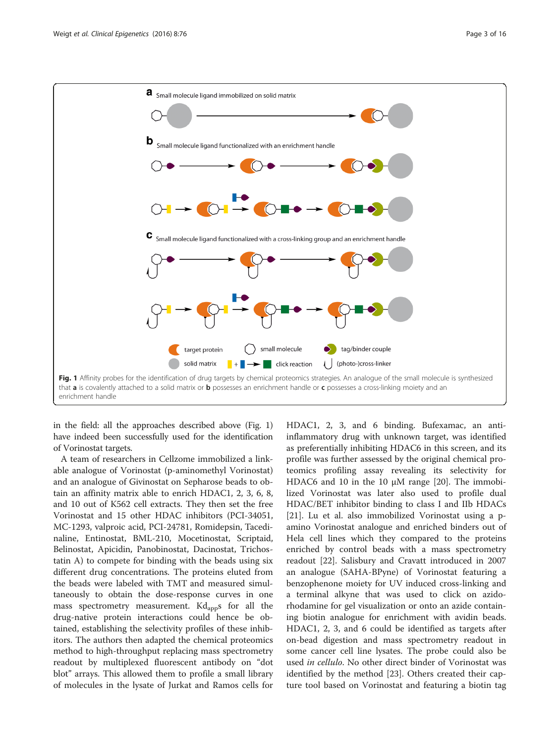**Fig. 1** Affinity probes for the identification of drug targets by chemical proteomics strategies. An analogue of the small molecule is synthesized that **a** is covalently attached to a solid matrix or **b** possesses an enrichment handle or **c** possesses a cross-linking moiety and an enrichment handle

in the field: all the approaches described above (Fig. 1) have indeed been successfully used for the identification of Vorinostat targets.

A team of researchers in Cellzome immobilized a linkable analogue of Vorinostat (p-aminomethyl Vorinostat) and an analogue of Givinostat on Sepharose beads to obtain an affinity matrix able to enrich HDAC1, 2, 3, 6, 8, and 10 out of K562 cell extracts. They then set the free Vorinostat and 15 other HDAC inhibitors (PCI-34051, MC-1293, valproic acid, PCI-24781, Romidepsin, Tacedinaline, Entinostat, BML-210, Mocetinostat, Scriptaid, Belinostat, Apicidin, Panobinostat, Dacinostat, Trichostatin A) to compete for binding with the beads using six different drug concentrations. The proteins eluted from the beads were labeled with TMT and measured simultaneously to obtain the dose-response curves in one mass spectrometry measurement. $Kd_{app}$s for all the drug-native protein interactions could hence be obtained, establishing the selectivity profiles of these inhibitors. The authors then adapted the chemical proteomics method to high-throughput replacing mass spectrometry readout by multiplexed fluorescent antibody on "dot blot" arrays. This allowed them to profile a small library of molecules in the lysate of Jurkat and Ramos cells for HDAC1, 2, 3, and 6 binding. Bufexamac, an anti-inflammatory drug with unknown target, was identified as preferentially inhibiting HDAC6 in this screen, and its profile was further assessed by the original chemical proteomics profiling assay revealing its selectivity for HDAC6 and 10 in the 10 μM range [20]. The immobilized Vorinostat was later also used to profile dual HDAC/BET inhibitor binding to class I and IIb HDACs [21]. Lu et al. also immobilized Vorinostat using a p-amino Vorinostat analogue and enriched binders out of Hela cell lines which they compared to the proteins enriched by control beads with a mass spectrometry readout [22]. Salisbury and Cravatt introduced in 2007 an analogue (SAHA-BPyne) of Vorinostat featuring a benzophenone moiety for UV induced cross-linking and a terminal alkyne that was used to click on azido-rhodamine for gel visualization or onto an azide containing biotin analogue for enrichment with avidin beads. HDAC1, 2, 3, and 6 could be identified as targets after on-bead digestion and mass spectrometry readout in some cancer cell line lysates. The probe could also be used *in cellulo*. No other direct binder of Vorinostat was identified by the method [23]. Others created their capture tool based on Vorinostat and featuring a biotin tag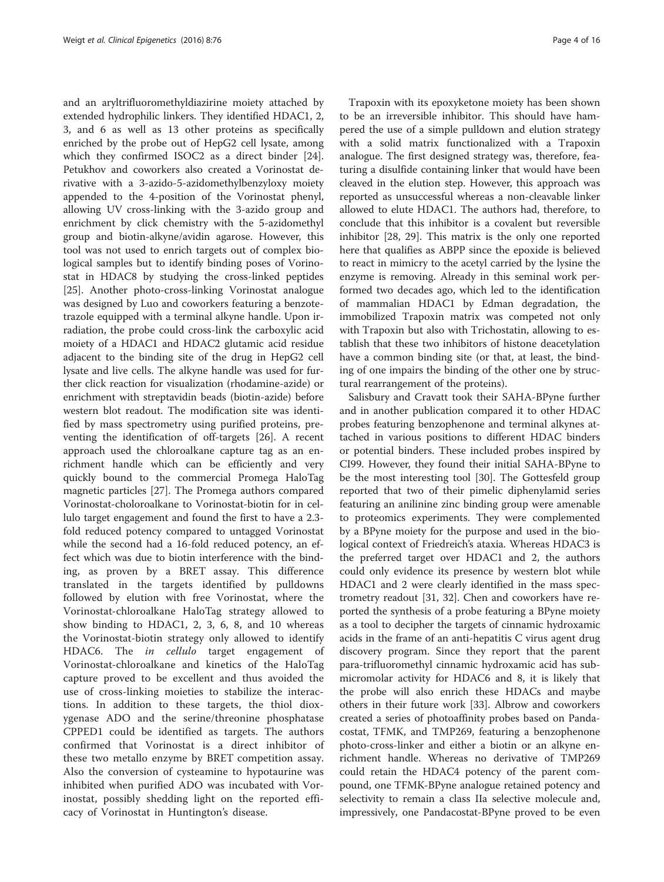and an aryltrifluoromethyldiazirine moiety attached by extended hydrophilic linkers. They identified HDAC1, 2, 3, and 6 as well as 13 other proteins as specifically enriched by the probe out of HepG2 cell lysate, among which they confirmed ISOC2 as a direct binder [24]. Petukhov and coworkers also created a Vorinostat derivative with a 3-azido-5-azidomethylbenzyloxy moiety appended to the 4-position of the Vorinostat phenyl, allowing UV cross-linking with the 3-azido group and enrichment by click chemistry with the 5-azidomethyl group and biotin-alkyne/avidin agarose. However, this tool was not used to enrich targets out of complex biological samples but to identify binding poses of Vorinostat in HDAC8 by studying the cross-linked peptides [25]. Another photo-cross-linking Vorinostat analogue was designed by Luo and coworkers featuring a benzotetrazole equipped with a terminal alkyne handle. Upon irradiation, the probe could cross-link the carboxylic acid moiety of a HDAC1 and HDAC2 glutamic acid residue adjacent to the binding site of the drug in HepG2 cell lysate and live cells. The alkyne handle was used for further click reaction for visualization (rhodamine-azide) or enrichment with streptavidin beads (biotin-azide) before western blot readout. The modification site was identified by mass spectrometry using purified proteins, preventing the identification of off-targets [26]. A recent approach used the chloroalkane capture tag as an enrichment handle which can be efficiently and very quickly bound to the commercial Promega HaloTag magnetic particles [27]. The Promega authors compared Vorinostat-choloroalkane to Vorinostat-biotin for in cellulo target engagement and found the first to have a 2.3-fold reduced potency compared to untagged Vorinostat while the second had a 16-fold reduced potency, an effect which was due to biotin interference with the binding, as proven by a BRET assay. This difference translated in the targets identified by pulldowns followed by elution with free Vorinostat, where the Vorinostat-chloroalkane HaloTag strategy allowed to show binding to HDAC1, 2, 3, 6, 8, and 10 whereas the Vorinostat-biotin strategy only allowed to identify HDAC6. The *in cellulo* target engagement of Vorinostat-chloroalkane and kinetics of the HaloTag capture proved to be excellent and thus avoided the use of cross-linking moieties to stabilize the interactions. In addition to these targets, the thiol dioxygenase ADO and the serine/threonine phosphatase CPPED1 could be identified as targets. The authors confirmed that Vorinostat is a direct inhibitor of these two metallo enzyme by BRET competition assay. Also the conversion of cysteamine to hypotaurine was inhibited when purified ADO was incubated with Vorinostat, possibly shedding light on the reported efficacy of Vorinostat in Huntington's disease.

Trapoxin with its epoxyketone moiety has been shown to be an irreversible inhibitor. This should have hampered the use of a simple pulldown and elution strategy with a solid matrix functionalized with a Trapoxin analogue. The first designed strategy was, therefore, featuring a disulfide containing linker that would have been cleaved in the elution step. However, this approach was reported as unsuccessful whereas a non-cleavable linker allowed to elute HDAC1. The authors had, therefore, to conclude that this inhibitor is a covalent but reversible inhibitor [28, 29]. This matrix is the only one reported here that qualifies as ABPP since the epoxide is believed to react in mimicry to the acetyl carried by the lysine the enzyme is removing. Already in this seminal work performed two decades ago, which led to the identification of mammalian HDAC1 by Edman degradation, the immobilized Trapoxin matrix was competed not only with Trapoxin but also with Trichostatin, allowing to establish that these two inhibitors of histone deacetylation have a common binding site (or that, at least, the binding of one impairs the binding of the other one by structural rearrangement of the proteins).

Salisbury and Cravatt took their SAHA-BPyne further and in another publication compared it to other HDAC probes featuring benzophenone and terminal alkynes attached in various positions to different HDAC binders or potential binders. These included probes inspired by CI99. However, they found their initial SAHA-BPyne to be the most interesting tool [30]. The Gottesfeld group reported that two of their pimelic diphenylamid series featuring an anilinine zinc binding group were amenable to proteomics experiments. They were complemented by a BPyne moiety for the purpose and used in the biological context of Friedreich's ataxia. Whereas HDAC3 is the preferred target over HDAC1 and 2, the authors could only evidence its presence by western blot while HDAC1 and 2 were clearly identified in the mass spectrometry readout [31, 32]. Chen and coworkers have reported the synthesis of a probe featuring a BPyne moiety as a tool to decipher the targets of cinnamic hydroxamic acids in the frame of an anti-hepatitis C virus agent drug discovery program. Since they report that the parent para-trifluoromethyl cinnamic hydroxamic acid has submicromolar activity for HDAC6 and 8, it is likely that the probe will also enrich these HDACs and maybe others in their future work [33]. Albrow and coworkers created a series of photoaffinity probes based on Pandacostat, TFMK, and TMP269, featuring a benzophenone photo-cross-linker and either a biotin or an alkyne enrichment handle. Whereas no derivative of TMP269 could retain the HDAC4 potency of the parent compound, one TFMK-BPyne analogue retained potency and selectivity to remain a class IIa selective molecule and, impressively, one Pandacostat-BPyne proved to be even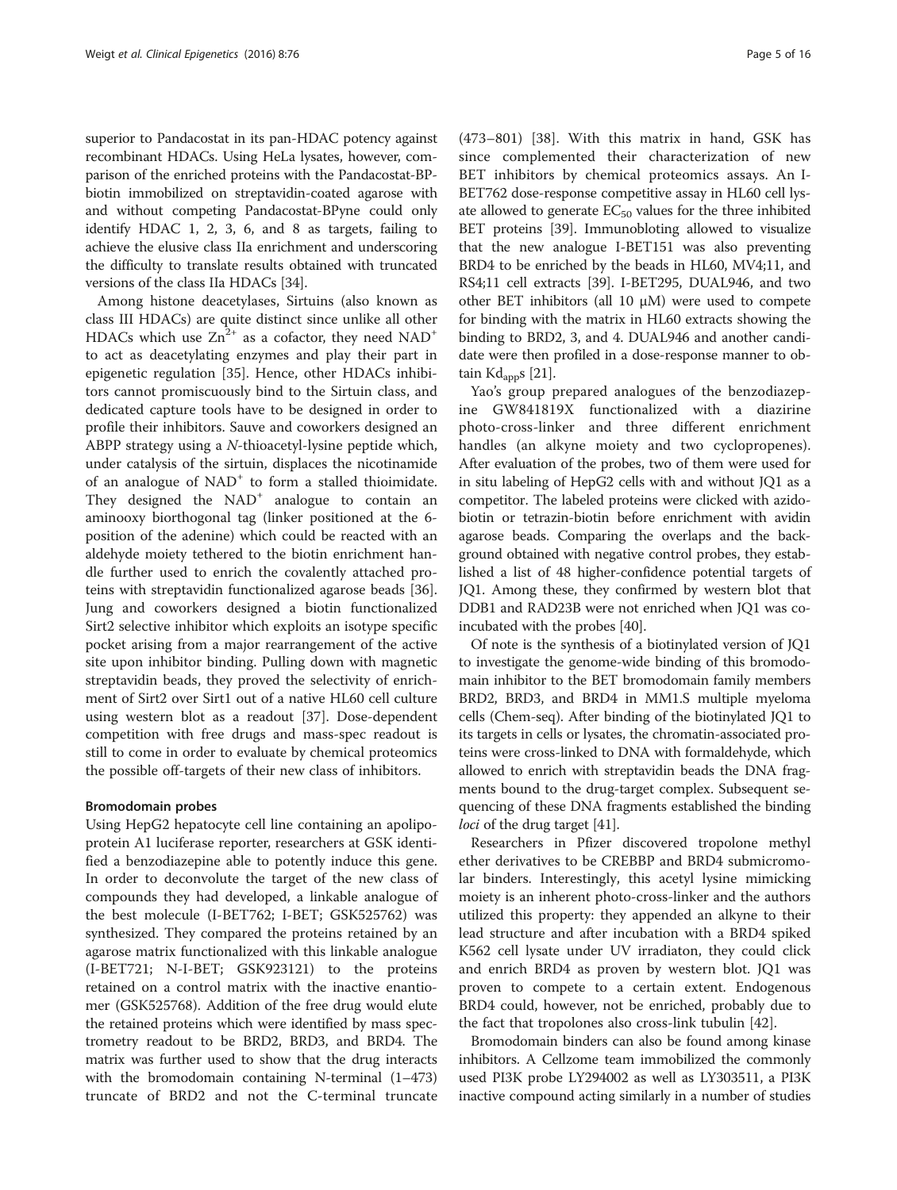superior to Pandacostat in its pan-HDAC potency against recombinant HDACs. Using HeLa lysates, however, comparison of the enriched proteins with the Pandacostat-BP-biotin immobilized on streptavidin-coated agarose with and without competing Pandacostat-BPyne could only identify HDAC 1, 2, 3, 6, and 8 as targets, failing to achieve the elusive class IIa enrichment and underscoring the difficulty to translate results obtained with truncated versions of the class IIa HDACs [34].

Among histone deacetylases, Sirtuins (also known as class III HDACs) are quite distinct since unlike all other HDACs which use $Zn^{2+}$ as a cofactor, they need $NAD^+$ to act as deacetylating enzymes and play their part in epigenetic regulation [35]. Hence, other HDACs inhibitors cannot promiscuously bind to the Sirtuin class, and dedicated capture tools have to be designed in order to profile their inhibitors. Sauve and coworkers designed an ABPP strategy using a *N*-thioacetyl-lysine peptide which, under catalysis of the sirtuin, displaces the nicotinamide of an analogue of $NAD^+$ to form a stalled thioimidate. They designed the $NAD^+$ analogue to contain an aminooxy biorthogonal tag (linker positioned at the 6-position of the adenine) which could be reacted with an aldehyde moiety tethered to the biotin enrichment handle further used to enrich the covalently attached proteins with streptavidin functionalized agarose beads [36]. Jung and coworkers designed a biotin functionalized Sirt2 selective inhibitor which exploits an isotype specific pocket arising from a major rearrangement of the active site upon inhibitor binding. Pulling down with magnetic streptavidin beads, they proved the selectivity of enrichment of Sirt2 over Sirt1 out of a native HL60 cell culture using western blot as a readout [37]. Dose-dependent competition with free drugs and mass-spec readout is still to come in order to evaluate by chemical proteomics the possible off-targets of their new class of inhibitors.

### Bromodomain probes

Using HepG2 hepatocyte cell line containing an apolipoprotein A1 luciferase reporter, researchers at GSK identified a benzodiazepine able to potently induce this gene. In order to deconvolute the target of the new class of compounds they had developed, a linkable analogue of the best molecule (I-BET762; I-BET; GSK525762) was synthesized. They compared the proteins retained by an agarose matrix functionalized with this linkable analogue (I-BET721; N-I-BET; GSK923121) to the proteins retained on a control matrix with the inactive enantiomer (GSK525768). Addition of the free drug would elute the retained proteins which were identified by mass spectrometry readout to be BRD2, BRD3, and BRD4. The matrix was further used to show that the drug interacts with the bromodomain containing N-terminal (1–473) truncate of BRD2 and not the C-terminal truncate (473–801) [38]. With this matrix in hand, GSK has since complemented their characterization of new BET inhibitors by chemical proteomics assays. An I-BET762 dose-response competitive assay in HL60 cell lysate allowed to generate $EC_{50}$ values for the three inhibited BET proteins [39]. Immunobloting allowed to visualize that the new analogue I-BET151 was also preventing BRD4 to be enriched by the beads in HL60, MV4;11, and RS4;11 cell extracts [39]. I-BET295, DUAL946, and two other BET inhibitors (all 10 μM) were used to compete for binding with the matrix in HL60 extracts showing the binding to BRD2, 3, and 4. DUAL946 and another candidate were then profiled in a dose-response manner to obtain $Kd_{app}$s [21].

Yao's group prepared analogues of the benzodiazepine GW841819X functionalized with a diazirine photo-cross-linker and three different enrichment handles (an alkyne moiety and two cyclopropenes). After evaluation of the probes, two of them were used for in situ labeling of HepG2 cells with and without JQ1 as a competitor. The labeled proteins were clicked with azidobiotin or tetrazin-biotin before enrichment with avidin agarose beads. Comparing the overlaps and the background obtained with negative control probes, they established a list of 48 higher-confidence potential targets of JQ1. Among these, they confirmed by western blot that DDB1 and RAD23B were not enriched when JQ1 was coincubated with the probes [40].

Of note is the synthesis of a biotinylated version of JQ1 to investigate the genome-wide binding of this bromodomain inhibitor to the BET bromodomain family members BRD2, BRD3, and BRD4 in MM1.S multiple myeloma cells (Chem-seq). After binding of the biotinylated JQ1 to its targets in cells or lysates, the chromatin-associated proteins were cross-linked to DNA with formaldehyde, which allowed to enrich with streptavidin beads the DNA fragments bound to the drug-target complex. Subsequent sequencing of these DNA fragments established the binding *loci* of the drug target [41].

Researchers in Pfizer discovered tropolone methyl ether derivatives to be CREBBP and BRD4 submicromolar binders. Interestingly, this acetyl lysine mimicking moiety is an inherent photo-cross-linker and the authors utilized this property: they appended an alkyne to their lead structure and after incubation with a BRD4 spiked K562 cell lysate under UV irradiaton, they could click and enrich BRD4 as proven by western blot. JQ1 was proven to compete to a certain extent. Endogenous BRD4 could, however, not be enriched, probably due to the fact that tropolones also cross-link tubulin [42].

Bromodomain binders can also be found among kinase inhibitors. A Cellzome team immobilized the commonly used PI3K probe LY294002 as well as LY303511, a PI3K inactive compound acting similarly in a number of studies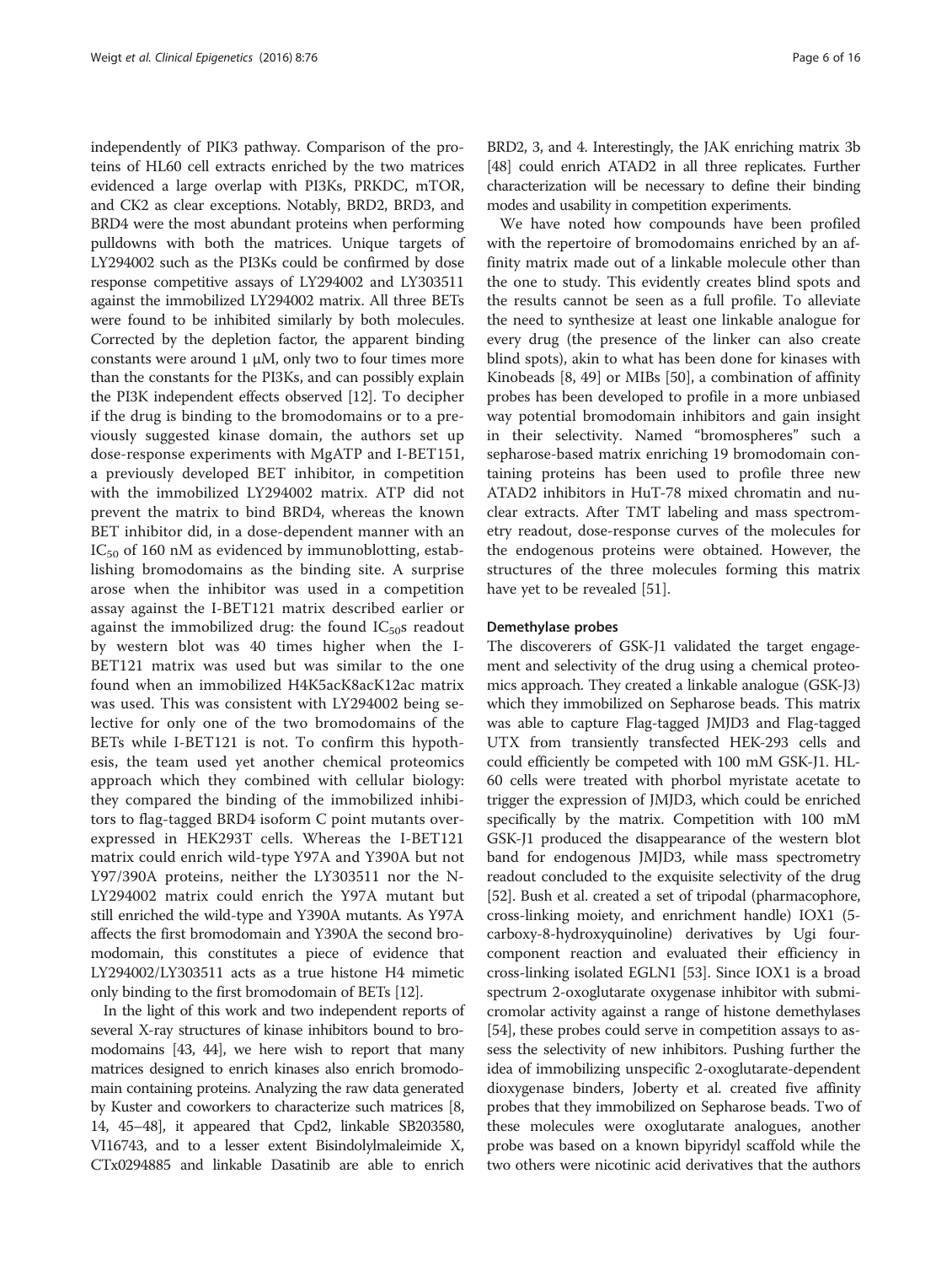independently of PIK3 pathway. Comparison of the proteins of HL60 cell extracts enriched by the two matrices evidenced a large overlap with PI3Ks, PRKDC, mTOR, and CK2 as clear exceptions. Notably, BRD2, BRD3, and BRD4 were the most abundant proteins when performing pulldowns with both the matrices. Unique targets of LY294002 such as the PI3Ks could be confirmed by dose response competitive assays of LY294002 and LY303511 against the immobilized LY294002 matrix. All three BETs were found to be inhibited similarly by both molecules. Corrected by the depletion factor, the apparent binding constants were around 1 μM, only two to four times more than the constants for the PI3Ks, and can possibly explain the PI3K independent effects observed [12]. To decipher if the drug is binding to the bromodomains or to a previously suggested kinase domain, the authors set up dose-response experiments with MgATP and I-BET151, a previously developed BET inhibitor, in competition with the immobilized LY294002 matrix. ATP did not prevent the matrix to bind BRD4, whereas the known BET inhibitor did, in a dose-dependent manner with an $IC_{50}$ of 160 nM as evidenced by immunoblotting, establishing bromodomains as the binding site. A surprise arose when the inhibitor was used in a competition assay against the I-BET121 matrix described earlier or against the immobilized drug: the found $IC_{50}$s readout by western blot was 40 times higher when the I-BET121 matrix was used but was similar to the one found when an immobilized H4K5acK8acK12ac matrix was used. This was consistent with LY294002 being selective for only one of the two bromodomains of the BETs while I-BET121 is not. To confirm this hypothesis, the team used yet another chemical proteomics approach which they combined with cellular biology: they compared the binding of the immobilized inhibitors to flag-tagged BRD4 isoform C point mutants overexpressed in HEK293T cells. Whereas the I-BET121 matrix could enrich wild-type Y97A and Y390A but not Y97/390A proteins, neither the LY303511 nor the N-LY294002 matrix could enrich the Y97A mutant but still enriched the wild-type and Y390A mutants. As Y97A affects the first bromodomain and Y390A the second bromodomain, this constitutes a piece of evidence that LY294002/LY303511 acts as a true histone H4 mimetic only binding to the first bromodomain of BETs [12].

In the light of this work and two independent reports of several X-ray structures of kinase inhibitors bound to bromodomains [43, 44], we here wish to report that many matrices designed to enrich kinases also enrich bromodomain containing proteins. Analyzing the raw data generated by Kuster and coworkers to characterize such matrices [8, 14, 45–48], it appeared that Cpd2, linkable SB203580, VI16743, and to a lesser extent Bisindolylmaleimide X, CTx0294885 and linkable Dasatinib are able to enrich BRD2, 3, and 4. Interestingly, the JAK enriching matrix 3b [48] could enrich ATAD2 in all three replicates. Further characterization will be necessary to define their binding modes and usability in competition experiments.

We have noted how compounds have been profiled with the repertoire of bromodomains enriched by an affinity matrix made out of a linkable molecule other than the one to study. This evidently creates blind spots and the results cannot be seen as a full profile. To alleviate the need to synthesize at least one linkable analogue for every drug (the presence of the linker can also create blind spots), akin to what has been done for kinases with Kinobeads [8, 49] or MIBs [50], a combination of affinity probes has been developed to profile in a more unbiased way potential bromodomain inhibitors and gain insight in their selectivity. Named "bromospheres" such a sepharose-based matrix enriching 19 bromodomain containing proteins has been used to profile three new ATAD2 inhibitors in HuT-78 mixed chromatin and nuclear extracts. After TMT labeling and mass spectrometry readout, dose-response curves of the molecules for the endogenous proteins were obtained. However, the structures of the three molecules forming this matrix have yet to be revealed [51].

#### Demethylase probes

The discoverers of GSK-J1 validated the target engagement and selectivity of the drug using a chemical proteomics approach. They created a linkable analogue (GSK-J3) which they immobilized on Sepharose beads. This matrix was able to capture Flag-tagged JMJD3 and Flag-tagged UTX from transiently transfected HEK-293 cells and could efficiently be competed with 100 mM GSK-J1. HL-60 cells were treated with phorbol myristate acetate to trigger the expression of JMJD3, which could be enriched specifically by the matrix. Competition with 100 mM GSK-J1 produced the disappearance of the western blot band for endogenous JMJD3, while mass spectrometry readout concluded to the exquisite selectivity of the drug [52]. Bush et al. created a set of tripodal (pharmacophore, cross-linking moiety, and enrichment handle) IOX1 (5-carboxy-8-hydroxyquinoline) derivatives by Ugi four-component reaction and evaluated their efficiency in cross-linking isolated EGLN1 [53]. Since IOX1 is a broad spectrum 2-oxoglutarate oxygenase inhibitor with submicromolar activity against a range of histone demethylases [54], these probes could serve in competition assays to assess the selectivity of new inhibitors. Pushing further the idea of immobilizing unspecific 2-oxoglutarate-dependent dioxygenase binders, Joberty et al. created five affinity probes that they immobilized on Sepharose beads. Two of these molecules were oxoglutarate analogues, another probe was based on a known bipyridyl scaffold while the two others were nicotinic acid derivatives that the authors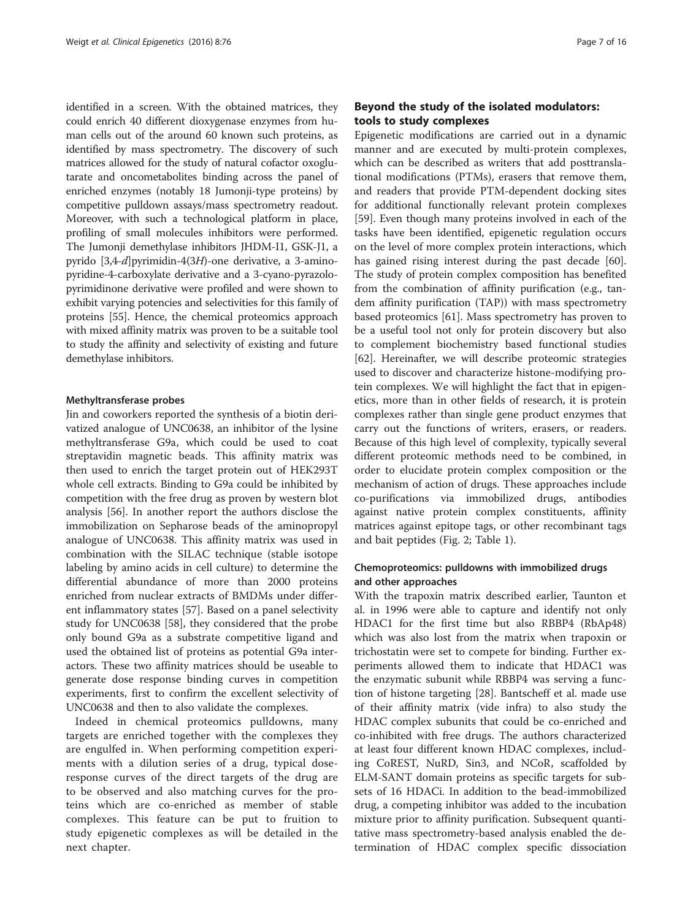identified in a screen. With the obtained matrices, they could enrich 40 different dioxygenase enzymes from human cells out of the around 60 known such proteins, as identified by mass spectrometry. The discovery of such matrices allowed for the study of natural cofactor oxoglutarate and oncometabolites binding across the panel of enriched enzymes (notably 18 Jumonji-type proteins) by competitive pulldown assays/mass spectrometry readout. Moreover, with such a technological platform in place, profiling of small molecules inhibitors were performed. The Jumonji demethylase inhibitors JHDM-I1, GSK-J1, a pyrido [3,4-*d*]pyrimidin-4(3*H*)-one derivative, a 3-aminopyridine-4-carboxylate derivative and a 3-cyano-pyrazolopyrimidinone derivative were profiled and were shown to exhibit varying potencies and selectivities for this family of proteins [55]. Hence, the chemical proteomics approach with mixed affinity matrix was proven to be a suitable tool to study the affinity and selectivity of existing and future demethylase inhibitors.

#### Methyltransferase probes

Jin and coworkers reported the synthesis of a biotin derivatized analogue of UNC0638, an inhibitor of the lysine methyltransferase G9a, which could be used to coat streptavidin magnetic beads. This affinity matrix was then used to enrich the target protein out of HEK293T whole cell extracts. Binding to G9a could be inhibited by competition with the free drug as proven by western blot analysis [56]. In another report the authors disclose the immobilization on Sepharose beads of the aminopropyl analogue of UNC0638. This affinity matrix was used in combination with the SILAC technique (stable isotope labeling by amino acids in cell culture) to determine the differential abundance of more than 2000 proteins enriched from nuclear extracts of BMDMs under different inflammatory states [57]. Based on a panel selectivity study for UNC0638 [58], they considered that the probe only bound G9a as a substrate competitive ligand and used the obtained list of proteins as potential G9a interactors. These two affinity matrices should be useable to generate dose response binding curves in competition experiments, first to confirm the excellent selectivity of UNC0638 and then to also validate the complexes.

Indeed in chemical proteomics pulldowns, many targets are enriched together with the complexes they are engulfed in. When performing competition experiments with a dilution series of a drug, typical dose-response curves of the direct targets of the drug are to be observed and also matching curves for the proteins which are co-enriched as member of stable complexes. This feature can be put to fruition to study epigenetic complexes as will be detailed in the next chapter.

## Beyond the study of the isolated modulators: tools to study complexes

Epigenetic modifications are carried out in a dynamic manner and are executed by multi-protein complexes, which can be described as writers that add posttranslational modifications (PTMs), erasers that remove them, and readers that provide PTM-dependent docking sites for additional functionally relevant protein complexes [59]. Even though many proteins involved in each of the tasks have been identified, epigenetic regulation occurs on the level of more complex protein interactions, which has gained rising interest during the past decade [60]. The study of protein complex composition has benefited from the combination of affinity purification (e.g., tandem affinity purification (TAP)) with mass spectrometry based proteomics [61]. Mass spectrometry has proven to be a useful tool not only for protein discovery but also to complement biochemistry based functional studies [62]. Hereinafter, we will describe proteomic strategies used to discover and characterize histone-modifying protein complexes. We will highlight the fact that in epigenetics, more than in other fields of research, it is protein complexes rather than single gene product enzymes that carry out the functions of writers, erasers, or readers. Because of this high level of complexity, typically several different proteomic methods need to be combined, in order to elucidate protein complex composition or the mechanism of action of drugs. These approaches include co-purifications via immobilized drugs, antibodies against native protein complex constituents, affinity matrices against epitope tags, or other recombinant tags and bait peptides (Fig. 2; Table 1).

### Chemoproteomics: pulldowns with immobilized drugs and other approaches

With the trapoxin matrix described earlier, Taunton et al. in 1996 were able to capture and identify not only HDAC1 for the first time but also RBBP4 (RbAp48) which was also lost from the matrix when trapoxin or trichostatin were set to compete for binding. Further experiments allowed them to indicate that HDAC1 was the enzymatic subunit while RBBP4 was serving a function of histone targeting [28]. Bantscheff et al. made use of their affinity matrix (vide infra) to also study the HDAC complex subunits that could be co-enriched and co-inhibited with free drugs. The authors characterized at least four different known HDAC complexes, including CoREST, NuRD, Sin3, and NCoR, scaffolded by ELM-SANT domain proteins as specific targets for subsets of 16 HDACi. In addition to the bead-immobilized drug, a competing inhibitor was added to the incubation mixture prior to affinity purification. Subsequent quantitative mass spectrometry-based analysis enabled the determination of HDAC complex specific dissociation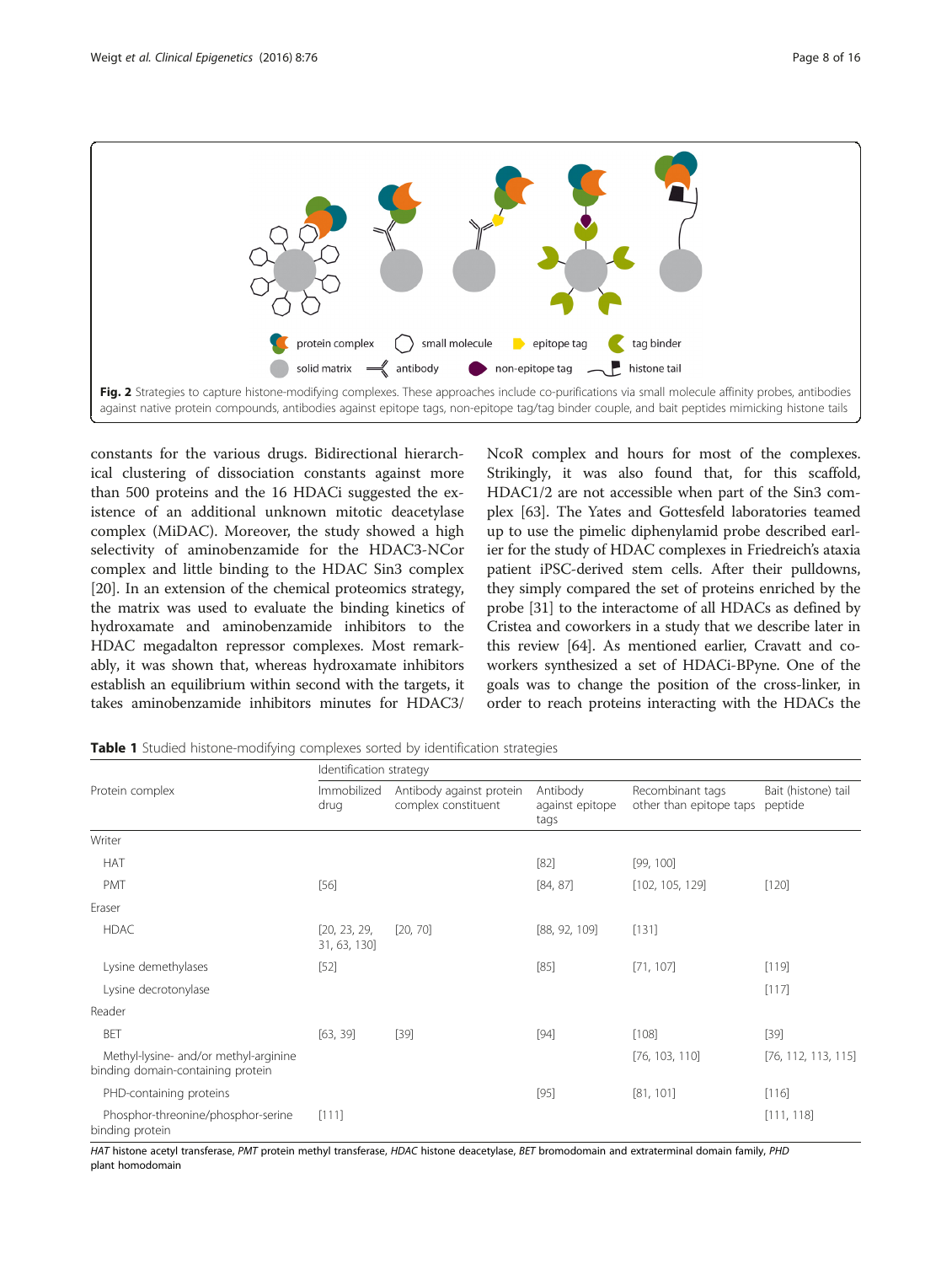Fig. 2 Strategies to capture histone-modifying complexes. These approaches include co-purifications via small molecule affinity probes, antibodies against native protein compounds, antibodies against epitope tags, non-epitope tag/tag binder couple, and bait peptides mimicking histone tails

constants for the various drugs. Bidirectional hierarchical clustering of dissociation constants against more than 500 proteins and the 16 HDACi suggested the existence of an additional unknown mitotic deacetylase complex (MiDAC). Moreover, the study showed a high selectivity of aminobenzamide for the HDAC3-NCor complex and little binding to the HDAC Sin3 complex [20]. In an extension of the chemical proteomics strategy, the matrix was used to evaluate the binding kinetics of hydroxamate and aminobenzamide inhibitors to the HDAC megadalton repressor complexes. Most remarkably, it was shown that, whereas hydroxamate inhibitors establish an equilibrium within second with the targets, it takes aminobenzamide inhibitors minutes for HDAC3/NcoR complex and hours for most of the complexes. Strikingly, it was also found that, for this scaffold, HDAC1/2 are not accessible when part of the Sin3 complex [63]. The Yates and Gottesfeld laboratories teamed up to use the pimelic diphenylamid probe described earlier for the study of HDAC complexes in Friedreich's ataxia patient iPSC-derived stem cells. After their pulldowns, they simply compared the set of proteins enriched by the probe [31] to the interactome of all HDACs as defined by Cristea and coworkers in a study that we describe later in this review [64]. As mentioned earlier, Cravatt and coworkers synthesized a set of HDACi-BPyne. One of the goals was to change the position of the cross-linker, in order to reach proteins interacting with the HDACs the

**Table 1** Studied histone-modifying complexes sorted by identification strategies

| Protein complex | Identification strategy | | | | |
|---|---|---|---|---|---|
| | Immobilized drug | Antibody against protein complex constituent | Antibody against epitope tags | Recombinant tags other than epitope taps | Bait (histone) tail peptide |
| Writer | | | | | |
| HAT | | | [82] | [99, 100] | |
| PMT | [56] | | [84, 87] | [102, 105, 129] | [120] |
| Eraser | | | | | |
| HDAC | [20, 23, 29, 31, 63, 130] | [20, 70] | [88, 92, 109] | [131] | |
| Lysine demethylases | [52] | | [85] | [71, 107] | [119] |
| Lysine decrotonylase | | | | | [117] |
| Reader | | | | | |
| BET | [63, 39] | [39] | [94] | [108] | [39] |
| Methyl-lysine- and/or methyl-arginine binding domain-containing protein | | | | [76, 103, 110] | [76, 112, 113, 115] |
| PHD-containing proteins | | | [95] | [81, 101] | [116] |
| Phosphor-threonine/phosphor-serine binding protein | [111] | | | | [111, 118] |

*HAT* histone acetyl transferase, *PMT* protein methyl transferase, *HDAC* histone deacetylase, *BET* bromodomain and extraterminal domain family, *PHD* plant homodomain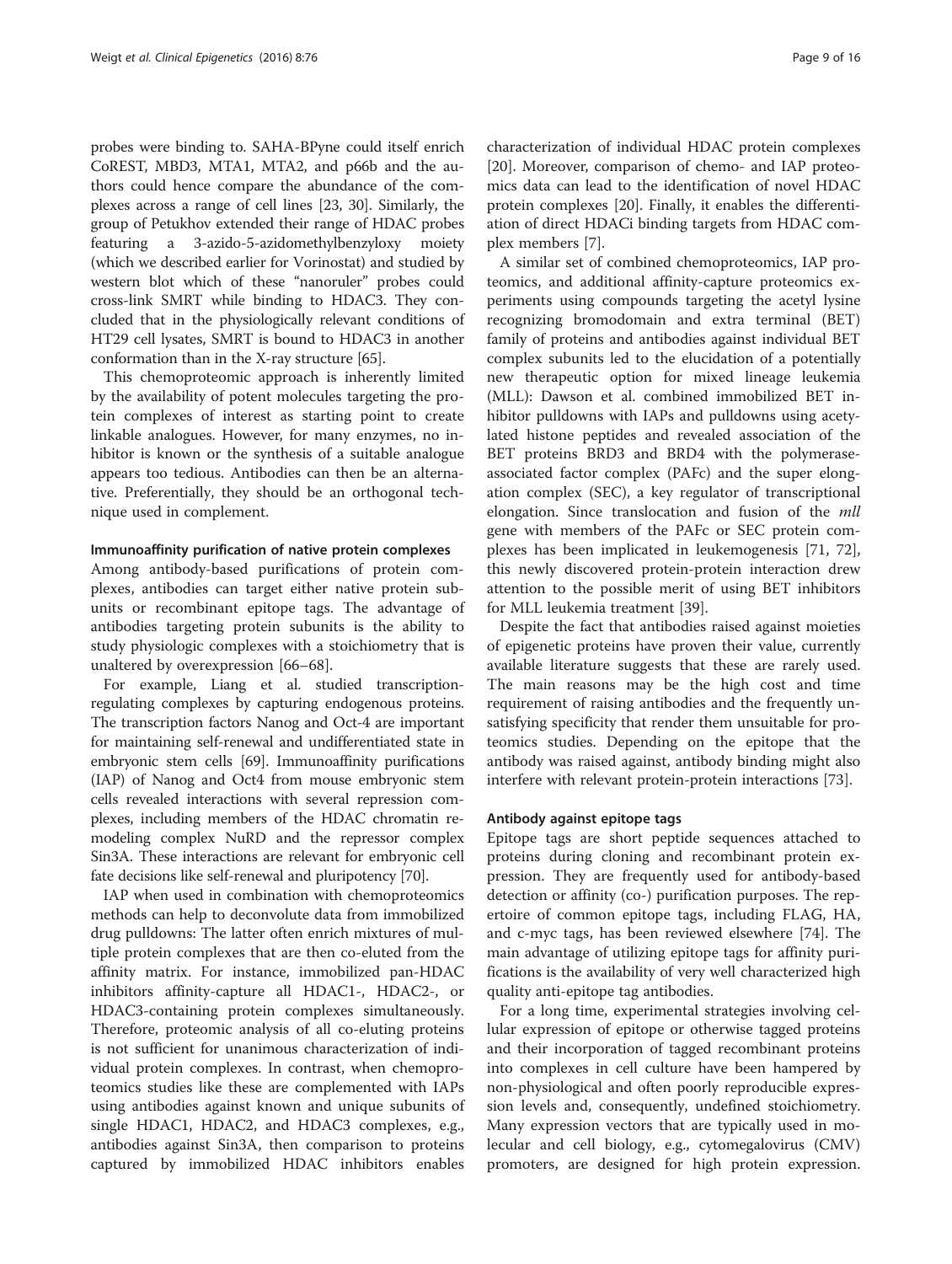probes were binding to. SAHA-BPyne could itself enrich CoREST, MBD3, MTA1, MTA2, and p66b and the authors could hence compare the abundance of the complexes across a range of cell lines [23, 30]. Similarly, the group of Petukhov extended their range of HDAC probes featuring a 3-azido-5-azidomethylbenzyloxy moiety (which we described earlier for Vorinostat) and studied by western blot which of these "nanoruler" probes could cross-link SMRT while binding to HDAC3. They concluded that in the physiologically relevant conditions of HT29 cell lysates, SMRT is bound to HDAC3 in another conformation than in the X-ray structure [65].

This chemoproteomic approach is inherently limited by the availability of potent molecules targeting the protein complexes of interest as starting point to create linkable analogues. However, for many enzymes, no inhibitor is known or the synthesis of a suitable analogue appears too tedious. Antibodies can then be an alternative. Preferentially, they should be an orthogonal technique used in complement.

#### Immunoaffinity purification of native protein complexes

Among antibody-based purifications of protein complexes, antibodies can target either native protein subunits or recombinant epitope tags. The advantage of antibodies targeting protein subunits is the ability to study physiologic complexes with a stoichiometry that is unaltered by overexpression [66–68].

For example, Liang et al. studied transcription-regulating complexes by capturing endogenous proteins. The transcription factors Nanog and Oct-4 are important for maintaining self-renewal and undifferentiated state in embryonic stem cells [69]. Immunoaffinity purifications (IAP) of Nanog and Oct4 from mouse embryonic stem cells revealed interactions with several repression complexes, including members of the HDAC chromatin remodeling complex NuRD and the repressor complex Sin3A. These interactions are relevant for embryonic cell fate decisions like self-renewal and pluripotency [70].

IAP when used in combination with chemoproteomics methods can help to deconvolute data from immobilized drug pulldowns: The latter often enrich mixtures of multiple protein complexes that are then co-eluted from the affinity matrix. For instance, immobilized pan-HDAC inhibitors affinity-capture all HDAC1-, HDAC2-, or HDAC3-containing protein complexes simultaneously. Therefore, proteomic analysis of all co-eluting proteins is not sufficient for unanimous characterization of individual protein complexes. In contrast, when chemoproteomics studies like these are complemented with IAPs using antibodies against known and unique subunits of single HDAC1, HDAC2, and HDAC3 complexes, e.g., antibodies against Sin3A, then comparison to proteins captured by immobilized HDAC inhibitors enables characterization of individual HDAC protein complexes [20]. Moreover, comparison of chemo- and IAP proteomics data can lead to the identification of novel HDAC protein complexes [20]. Finally, it enables the differentiation of direct HDACi binding targets from HDAC complex members [7].

A similar set of combined chemoproteomics, IAP proteomics, and additional affinity-capture proteomics experiments using compounds targeting the acetyl lysine recognizing bromodomain and extra terminal (BET) family of proteins and antibodies against individual BET complex subunits led to the elucidation of a potentially new therapeutic option for mixed lineage leukemia (MLL): Dawson et al. combined immobilized BET inhibitor pulldowns with IAPs and pulldowns using acetylated histone peptides and revealed association of the BET proteins BRD3 and BRD4 with the polymerase-associated factor complex (PAFc) and the super elongation complex (SEC), a key regulator of transcriptional elongation. Since translocation and fusion of the *mll* gene with members of the PAFc or SEC protein complexes has been implicated in leukemogenesis [71, 72], this newly discovered protein-protein interaction drew attention to the possible merit of using BET inhibitors for MLL leukemia treatment [39].

Despite the fact that antibodies raised against moieties of epigenetic proteins have proven their value, currently available literature suggests that these are rarely used. The main reasons may be the high cost and time requirement of raising antibodies and the frequently unsatisfying specificity that render them unsuitable for proteomics studies. Depending on the epitope that the antibody was raised against, antibody binding might also interfere with relevant protein-protein interactions [73].

#### Antibody against epitope tags

Epitope tags are short peptide sequences attached to proteins during cloning and recombinant protein expression. They are frequently used for antibody-based detection or affinity (co-) purification purposes. The repertoire of common epitope tags, including FLAG, HA, and c-myc tags, has been reviewed elsewhere [74]. The main advantage of utilizing epitope tags for affinity purifications is the availability of very well characterized high quality anti-epitope tag antibodies.

For a long time, experimental strategies involving cellular expression of epitope or otherwise tagged proteins and their incorporation of tagged recombinant proteins into complexes in cell culture have been hampered by non-physiological and often poorly reproducible expression levels and, consequently, undefined stoichiometry. Many expression vectors that are typically used in molecular and cell biology, e.g., cytomegalovirus (CMV) promoters, are designed for high protein expression.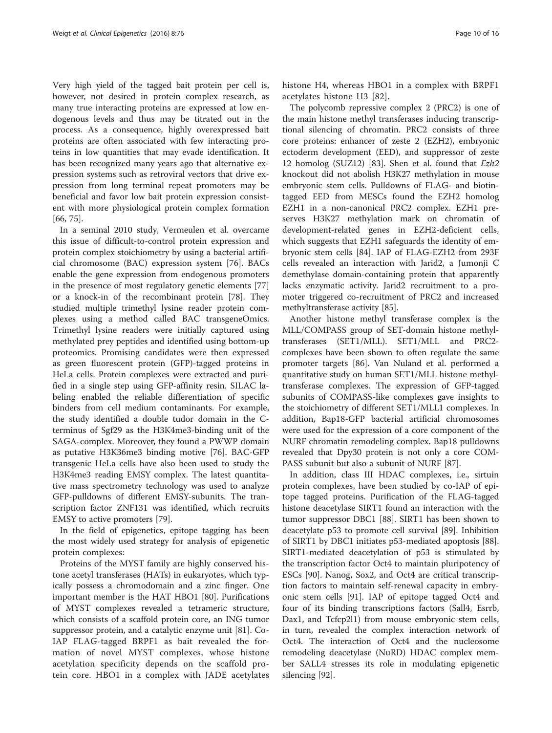Very high yield of the tagged bait protein per cell is, however, not desired in protein complex research, as many true interacting proteins are expressed at low endogenous levels and thus may be titrated out in the process. As a consequence, highly overexpressed bait proteins are often associated with few interacting proteins in low quantities that may evade identification. It has been recognized many years ago that alternative expression systems such as retroviral vectors that drive expression from long terminal repeat promoters may be beneficial and favor low bait protein expression consistent with more physiological protein complex formation [66, 75].

In a seminal 2010 study, Vermeulen et al. overcame this issue of difficult-to-control protein expression and protein complex stoichiometry by using a bacterial artificial chromosome (BAC) expression system [76]. BACs enable the gene expression from endogenous promoters in the presence of most regulatory genetic elements [77] or a knock-in of the recombinant protein [78]. They studied multiple trimethyl lysine reader protein complexes using a method called BAC transgeneOmics. Trimethyl lysine readers were initially captured using methylated prey peptides and identified using bottom-up proteomics. Promising candidates were then expressed as green fluorescent protein (GFP)-tagged proteins in HeLa cells. Protein complexes were extracted and purified in a single step using GFP-affinity resin. SILAC labeling enabled the reliable differentiation of specific binders from cell medium contaminants. For example, the study identified a double tudor domain in the C-terminus of Sgf29 as the H3K4me3-binding unit of the SAGA-complex. Moreover, they found a PWWP domain as putative H3K36me3 binding motive [76]. BAC-GFP transgenic HeLa cells have also been used to study the H3K4me3 reading EMSY complex. The latest quantitative mass spectrometry technology was used to analyze GFP-pulldowns of different EMSY-subunits. The transcription factor ZNF131 was identified, which recruits EMSY to active promoters [79].

In the field of epigenetics, epitope tagging has been the most widely used strategy for analysis of epigenetic protein complexes:

Proteins of the MYST family are highly conserved histone acetyl transferases (HATs) in eukaryotes, which typically possess a chromodomain and a zinc finger. One important member is the HAT HBO1 [80]. Purifications of MYST complexes revealed a tetrameric structure, which consists of a scaffold protein core, an ING tumor suppressor protein, and a catalytic enzyme unit [81]. Co-IAP FLAG-tagged BRPF1 as bait revealed the formation of novel MYST complexes, whose histone acetylation specificity depends on the scaffold protein core. HBO1 in a complex with JADE acetylates histone H4, whereas HBO1 in a complex with BRPF1 acetylates histone H3 [82].

The polycomb repressive complex 2 (PRC2) is one of the main histone methyl transferases inducing transcriptional silencing of chromatin. PRC2 consists of three core proteins: enhancer of zeste 2 (EZH2), embryonic ectoderm development (EED), and suppressor of zeste 12 homolog (SUZ12) [83]. Shen et al. found that *Ezh2* knockout did not abolish H3K27 methylation in mouse embryonic stem cells. Pulldowns of FLAG- and biotin-tagged EED from MESCs found the EZH2 homolog EZH1 in a non-canonical PRC2 complex. EZH1 preserves H3K27 methylation mark on chromatin of development-related genes in EZH2-deficient cells, which suggests that EZH1 safeguards the identity of embryonic stem cells [84]. IAP of FLAG-EZH2 from 293F cells revealed an interaction with Jarid2, a Jumonji C demethylase domain-containing protein that apparently lacks enzymatic activity. Jarid2 recruitment to a promoter triggered co-recruitment of PRC2 and increased methyltransferase activity [85].

Another histone methyl transferase complex is the MLL/COMPASS group of SET-domain histone methyltransferases (SET1/MLL). SET1/MLL and PRC2-complexes have been shown to often regulate the same promoter targets [86]. Van Nuland et al. performed a quantitative study on human SET1/MLL histone methyltransferase complexes. The expression of GFP-tagged subunits of COMPASS-like complexes gave insights to the stoichiometry of different SET1/MLL1 complexes. In addition, Bap18-GFP bacterial artificial chromosomes were used for the expression of a core component of the NURF chromatin remodeling complex. Bap18 pulldowns revealed that Dpy30 protein is not only a core COMPASS subunit but also a subunit of NURF [87].

In addition, class III HDAC complexes, i.e., sirtuin protein complexes, have been studied by co-IAP of epitope tagged proteins. Purification of the FLAG-tagged histone deacetylase SIRT1 found an interaction with the tumor suppressor DBC1 [88]. SIRT1 has been shown to deacetylate p53 to promote cell survival [89]. Inhibition of SIRT1 by DBC1 initiates p53-mediated apoptosis [88]. SIRT1-mediated deacetylation of p53 is stimulated by the transcription factor Oct4 to maintain pluripotency of ESCs [90]. Nanog, Sox2, and Oct4 are critical transcription factors to maintain self-renewal capacity in embryonic stem cells [91]. IAP of epitope tagged Oct4 and four of its binding transcriptions factors (Sall4, Esrrb, Dax1, and Tcfcp2l1) from mouse embryonic stem cells, in turn, revealed the complex interaction network of Oct4. The interaction of Oct4 and the nucleosome remodeling deacetylase (NuRD) HDAC complex member SALL4 stresses its role in modulating epigenetic silencing [92].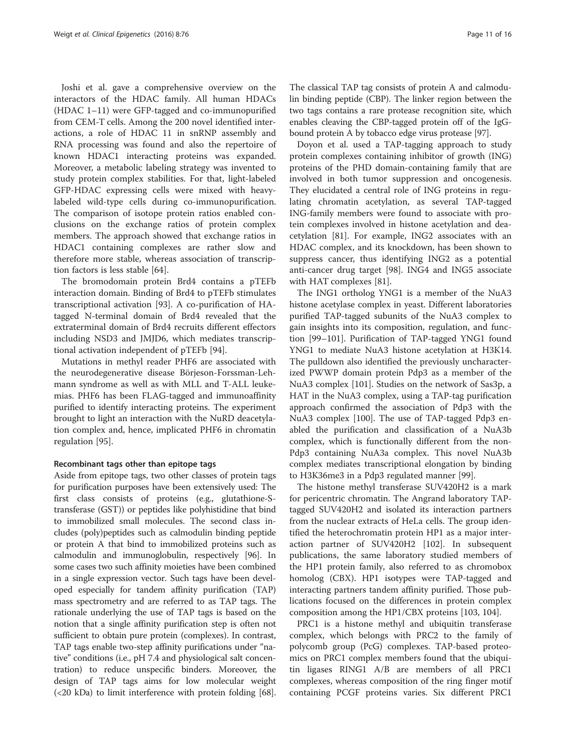Joshi et al. gave a comprehensive overview on the interactors of the HDAC family. All human HDACs (HDAC 1–11) were GFP-tagged and co-immunopurified from CEM-T cells. Among the 200 novel identified interactions, a role of HDAC 11 in snRNP assembly and RNA processing was found and also the repertoire of known HDAC1 interacting proteins was expanded. Moreover, a metabolic labeling strategy was invented to study protein complex stabilities. For that, light-labeled GFP-HDAC expressing cells were mixed with heavy-labeled wild-type cells during co-immunopurification. The comparison of isotope protein ratios enabled conclusions on the exchange ratios of protein complex members. The approach showed that exchange ratios in HDAC1 containing complexes are rather slow and therefore more stable, whereas association of transcription factors is less stable [64].

The bromodomain protein Brd4 contains a pTEFb interaction domain. Binding of Brd4 to pTEFb stimulates transcriptional activation [93]. A co-purification of HA-tagged N-terminal domain of Brd4 revealed that the extraterminal domain of Brd4 recruits different effectors including NSD3 and JMJD6, which mediates transcriptional activation independent of pTEFb [94].

Mutations in methyl reader PHF6 are associated with the neurodegenerative disease Börjeson-Forssman-Lehmann syndrome as well as with MLL and T-ALL leukemias. PHF6 has been FLAG-tagged and immunoaffinity purified to identify interacting proteins. The experiment brought to light an interaction with the NuRD deacetylation complex and, hence, implicated PHF6 in chromatin regulation [95].

#### Recombinant tags other than epitope tags

Aside from epitope tags, two other classes of protein tags for purification purposes have been extensively used: The first class consists of proteins (e.g., glutathione-S-transferase (GST)) or peptides like polyhistidine that bind to immobilized small molecules. The second class includes (poly)peptides such as calmodulin binding peptide or protein A that bind to immobilized proteins such as calmodulin and immunoglobulin, respectively [96]. In some cases two such affinity moieties have been combined in a single expression vector. Such tags have been developed especially for tandem affinity purification (TAP) mass spectrometry and are referred to as TAP tags. The rationale underlying the use of TAP tags is based on the notion that a single affinity purification step is often not sufficient to obtain pure protein (complexes). In contrast, TAP tags enable two-step affinity purifications under "native" conditions (i.e., pH 7.4 and physiological salt concentration) to reduce unspecific binders. Moreover, the design of TAP tags aims for low molecular weight (<20 kDa) to limit interference with protein folding [68]. The classical TAP tag consists of protein A and calmodulin binding peptide (CBP). The linker region between the two tags contains a rare protease recognition site, which enables cleaving the CBP-tagged protein off of the IgG-bound protein A by tobacco edge virus protease [97].

Doyon et al. used a TAP-tagging approach to study protein complexes containing inhibitor of growth (ING) proteins of the PHD domain-containing family that are involved in both tumor suppression and oncogenesis. They elucidated a central role of ING proteins in regulating chromatin acetylation, as several TAP-tagged ING-family members were found to associate with protein complexes involved in histone acetylation and deacetylation [81]. For example, ING2 associates with an HDAC complex, and its knockdown, has been shown to suppress cancer, thus identifying ING2 as a potential anti-cancer drug target [98]. ING4 and ING5 associate with HAT complexes [81].

The ING1 ortholog YNG1 is a member of the NuA3 histone acetylase complex in yeast. Different laboratories purified TAP-tagged subunits of the NuA3 complex to gain insights into its composition, regulation, and function [99–101]. Purification of TAP-tagged YNG1 found YNG1 to mediate NuA3 histone acetylation at H3K14. The pulldown also identified the previously uncharacterized PWWP domain protein Pdp3 as a member of the NuA3 complex [101]. Studies on the network of Sas3p, a HAT in the NuA3 complex, using a TAP-tag purification approach confirmed the association of Pdp3 with the NuA3 complex [100]. The use of TAP-tagged Pdp3 enabled the purification and classification of a NuA3b complex, which is functionally different from the non-Pdp3 containing NuA3a complex. This novel NuA3b complex mediates transcriptional elongation by binding to H3K36me3 in a Pdp3 regulated manner [99].

The histone methyl transferase SUV420H2 is a mark for pericentric chromatin. The Angrand laboratory TAP-tagged SUV420H2 and isolated its interaction partners from the nuclear extracts of HeLa cells. The group identified the heterochromatin protein HP1 as a major interaction partner of SUV420H2 [102]. In subsequent publications, the same laboratory studied members of the HP1 protein family, also referred to as chromobox homolog (CBX). HP1 isotypes were TAP-tagged and interacting partners tandem affinity purified. Those publications focused on the differences in protein complex composition among the HP1/CBX proteins [103, 104].

PRC1 is a histone methyl and ubiquitin transferase complex, which belongs with PRC2 to the family of polycomb group (PcG) complexes. TAP-based proteomics on PRC1 complex members found that the ubiquitin ligases RING1 A/B are members of all PRC1 complexes, whereas composition of the ring finger motif containing PCGF proteins varies. Six different PRC1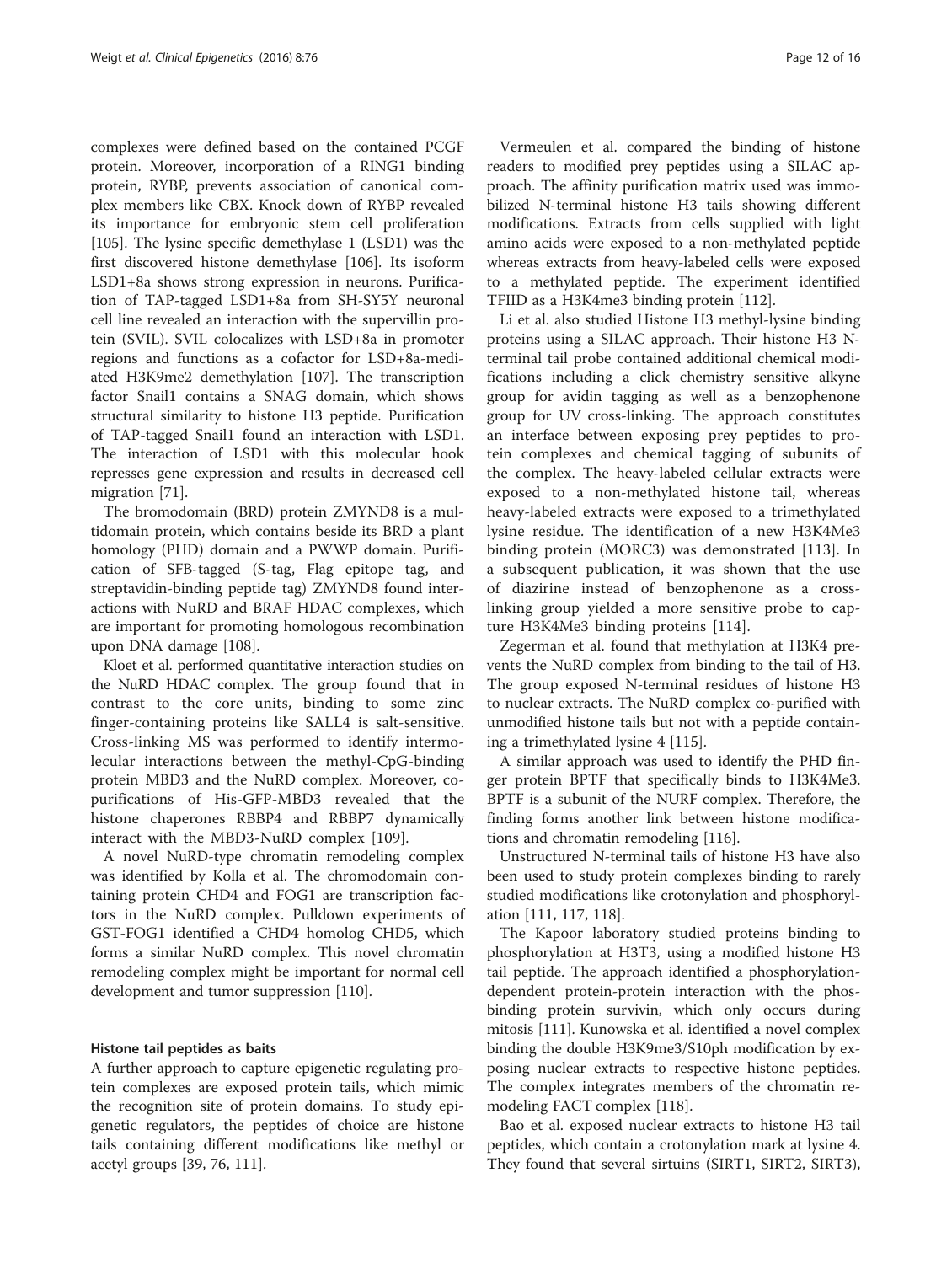complexes were defined based on the contained PCGF protein. Moreover, incorporation of a RING1 binding protein, RYBP, prevents association of canonical complex members like CBX. Knock down of RYBP revealed its importance for embryonic stem cell proliferation [105]. The lysine specific demethylase 1 (LSD1) was the first discovered histone demethylase [106]. Its isoform LSD1+8a shows strong expression in neurons. Purification of TAP-tagged LSD1+8a from SH-SY5Y neuronal cell line revealed an interaction with the supervillin protein (SVIL). SVIL colocalizes with LSD+8a in promoter regions and functions as a cofactor for LSD+8a-mediated H3K9me2 demethylation [107]. The transcription factor Snail1 contains a SNAG domain, which shows structural similarity to histone H3 peptide. Purification of TAP-tagged Snail1 found an interaction with LSD1. The interaction of LSD1 with this molecular hook represses gene expression and results in decreased cell migration [71].

The bromodomain (BRD) protein ZMYND8 is a multidomain protein, which contains beside its BRD a plant homology (PHD) domain and a PWWP domain. Purification of SFB-tagged (S-tag, Flag epitope tag, and streptavidin-binding peptide tag) ZMYND8 found interactions with NuRD and BRAF HDAC complexes, which are important for promoting homologous recombination upon DNA damage [108].

Kloet et al. performed quantitative interaction studies on the NuRD HDAC complex. The group found that in contrast to the core units, binding to some zinc finger-containing proteins like SALL4 is salt-sensitive. Cross-linking MS was performed to identify intermolecular interactions between the methyl-CpG-binding protein MBD3 and the NuRD complex. Moreover, copurifications of His-GFP-MBD3 revealed that the histone chaperones RBBP4 and RBBP7 dynamically interact with the MBD3-NuRD complex [109].

A novel NuRD-type chromatin remodeling complex was identified by Kolla et al. The chromodomain containing protein CHD4 and FOG1 are transcription factors in the NuRD complex. Pulldown experiments of GST-FOG1 identified a CHD4 homolog CHD5, which forms a similar NuRD complex. This novel chromatin remodeling complex might be important for normal cell development and tumor suppression [110].

#### Histone tail peptides as baits

A further approach to capture epigenetic regulating protein complexes are exposed protein tails, which mimic the recognition site of protein domains. To study epigenetic regulators, the peptides of choice are histone tails containing different modifications like methyl or acetyl groups [39, 76, 111].

Vermeulen et al. compared the binding of histone readers to modified prey peptides using a SILAC approach. The affinity purification matrix used was immobilized N-terminal histone H3 tails showing different modifications. Extracts from cells supplied with light amino acids were exposed to a non-methylated peptide whereas extracts from heavy-labeled cells were exposed to a methylated peptide. The experiment identified TFIID as a H3K4me3 binding protein [112].

Li et al. also studied Histone H3 methyl-lysine binding proteins using a SILAC approach. Their histone H3 N-terminal tail probe contained additional chemical modifications including a click chemistry sensitive alkyne group for avidin tagging as well as a benzophenone group for UV cross-linking. The approach constitutes an interface between exposing prey peptides to protein complexes and chemical tagging of subunits of the complex. The heavy-labeled cellular extracts were exposed to a non-methylated histone tail, whereas heavy-labeled extracts were exposed to a trimethylated lysine residue. The identification of a new H3K4Me3 binding protein (MORC3) was demonstrated [113]. In a subsequent publication, it was shown that the use of diazirine instead of benzophenone as a cross-linking group yielded a more sensitive probe to capture H3K4Me3 binding proteins [114].

Zegerman et al. found that methylation at H3K4 prevents the NuRD complex from binding to the tail of H3. The group exposed N-terminal residues of histone H3 to nuclear extracts. The NuRD complex co-purified with unmodified histone tails but not with a peptide containing a trimethylated lysine 4 [115].

A similar approach was used to identify the PHD finger protein BPTF that specifically binds to H3K4Me3. BPTF is a subunit of the NURF complex. Therefore, the finding forms another link between histone modifications and chromatin remodeling [116].

Unstructured N-terminal tails of histone H3 have also been used to study protein complexes binding to rarely studied modifications like crotonylation and phosphorylation [111, 117, 118].

The Kapoor laboratory studied proteins binding to phosphorylation at H3T3, using a modified histone H3 tail peptide. The approach identified a phosphorylation-dependent protein-protein interaction with the phos-binding protein survivin, which only occurs during mitosis [111]. Kunowska et al. identified a novel complex binding the double H3K9me3/S10ph modification by exposing nuclear extracts to respective histone peptides. The complex integrates members of the chromatin remodeling FACT complex [118].

Bao et al. exposed nuclear extracts to histone H3 tail peptides, which contain a crotonylation mark at lysine 4. They found that several sirtuins (SIRT1, SIRT2, SIRT3),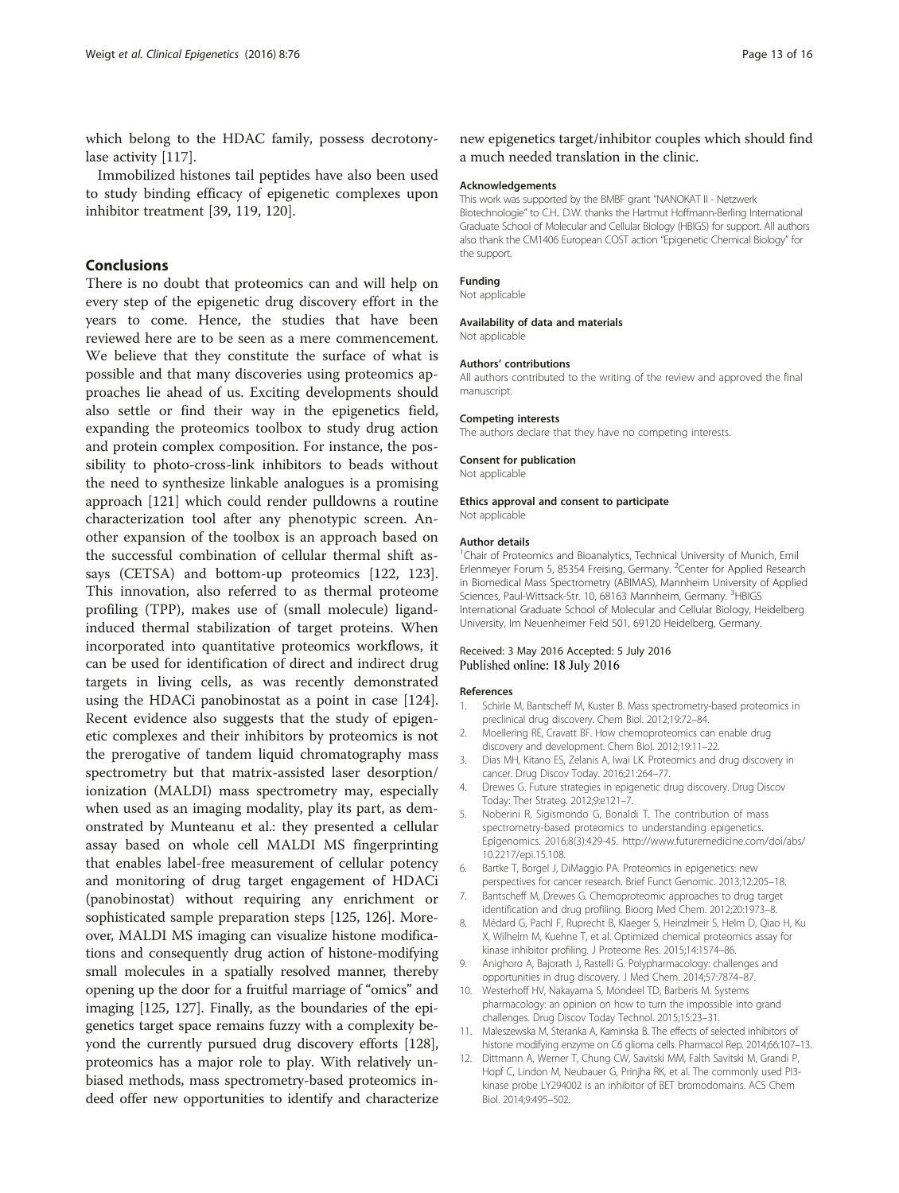which belong to the HDAC family, possess decrotonylase activity [117].

Immobilized histones tail peptides have also been used to study binding efficacy of epigenetic complexes upon inhibitor treatment [39, 119, 120].

## Conclusions

There is no doubt that proteomics can and will help on every step of the epigenetic drug discovery effort in the years to come. Hence, the studies that have been reviewed here are to be seen as a mere commencement. We believe that they constitute the surface of what is possible and that many discoveries using proteomics approaches lie ahead of us. Exciting developments should also settle or find their way in the epigenetics field, expanding the proteomics toolbox to study drug action and protein complex composition. For instance, the possibility to photo-cross-link inhibitors to beads without the need to synthesize linkable analogues is a promising approach [121] which could render pulldowns a routine characterization tool after any phenotypic screen. Another expansion of the toolbox is an approach based on the successful combination of cellular thermal shift assays (CETSA) and bottom-up proteomics [122, 123]. This innovation, also referred to as thermal proteome profiling (TPP), makes use of (small molecule) ligand-induced thermal stabilization of target proteins. When incorporated into quantitative proteomics workflows, it can be used for identification of direct and indirect drug targets in living cells, as was recently demonstrated using the HDACi panobinostat as a point in case [124]. Recent evidence also suggests that the study of epigenetic complexes and their inhibitors by proteomics is not the prerogative of tandem liquid chromatography mass spectrometry but that matrix-assisted laser desorption/ionization (MALDI) mass spectrometry may, especially when used as an imaging modality, play its part, as demonstrated by Munteanu et al.: they presented a cellular assay based on whole cell MALDI MS fingerprinting that enables label-free measurement of cellular potency and monitoring of drug target engagement of HDACi (panobinostat) without requiring any enrichment or sophisticated sample preparation steps [125, 126]. Moreover, MALDI MS imaging can visualize histone modifications and consequently drug action of histone-modifying small molecules in a spatially resolved manner, thereby opening up the door for a fruitful marriage of "omics" and imaging [125, 127]. Finally, as the boundaries of the epigenetics target space remains fuzzy with a complexity beyond the currently pursued drug discovery efforts [128], proteomics has a major role to play. With relatively unbiased methods, mass spectrometry-based proteomics indeed offer new opportunities to identify and characterize new epigenetics target/inhibitor couples which should find a much needed translation in the clinic.

#### Acknowledgements
This work was supported by the BMBF grant "NANOKAT II - Netzwerk Biotechnologie" to C.H.. D.W. thanks the Hartmut Hoffmann-Berling International Graduate School of Molecular and Cellular Biology (HBIGS) for support. All authors also thank the CM1406 European COST action "Epigenetic Chemical Biology" for the support.

#### Funding
Not applicable

#### Availability of data and materials
Not applicable

#### Authors' contributions
All authors contributed to the writing of the review and approved the final manuscript.

#### Competing interests
The authors declare that they have no competing interests.

#### Consent for publication
Not applicable

#### Ethics approval and consent to participate
Not applicable

#### Author details
[1]Chair of Proteomics and Bioanalytics, Technical University of Munich, Emil Erlenmeyer Forum 5, 85354 Freising, Germany. [2]Center for Applied Research in Biomedical Mass Spectrometry (ABIMAS), Mannheim University of Applied Sciences, Paul-Wittsack-Str. 10, 68163 Mannheim, Germany. [3]HBIGS International Graduate School of Molecular and Cellular Biology, Heidelberg University, Im Neuenheimer Feld 501, 69120 Heidelberg, Germany.

Received: 3 May 2016 Accepted: 5 July 2016
Published online: 18 July 2016

#### References

1. Schirle M, Bantscheff M, Kuster B. Mass spectrometry-based proteomics in preclinical drug discovery. Chem Biol. 2012;19:72–84.
2. Moellering RE, Cravatt BF. How chemoproteomics can enable drug discovery and development. Chem Biol. 2012;19:11–22.
3. Dias MH, Kitano ES, Zelanis A, Iwai LK. Proteomics and drug discovery in cancer. Drug Discov Today. 2016;21:264–77.
4. Drewes G. Future strategies in epigenetic drug discovery. Drug Discov Today: Ther Strateg. 2012;9:e121–7.
5. Noberini R, Sigismondo G, Bonaldi T. The contribution of mass spectrometry-based proteomics to understanding epigenetics. Epigenomics. 2016;8(3):429-45. http://www.futuremedicine.com/doi/abs/10.2217/epi.15.108.
6. Bartke T, Borgel J, DiMaggio PA. Proteomics in epigenetics: new perspectives for cancer research. Brief Funct Genomic. 2013;12:205–18.
7. Bantscheff M, Drewes G. Chemoproteomic approaches to drug target identification and drug profiling. Bioorg Med Chem. 2012;20:1973–8.
8. Médard G, Pachl F, Ruprecht B, Klaeger S, Heinzlmeir S, Helm D, Qiao H, Ku X, Wilhelm M, Kuehne T, et al. Optimized chemical proteomics assay for kinase inhibitor profiling. J Proteome Res. 2015;14:1574–86.
9. Anighoro A, Bajorath J, Rastelli G. Polypharmacology: challenges and opportunities in drug discovery. J Med Chem. 2014;57:7874–87.
10. Westerhoff HV, Nakayama S, Mondeel TD, Barberis M. Systems pharmacology: an opinion on how to turn the impossible into grand challenges. Drug Discov Today Technol. 2015;15:23–31.
11. Maleszewska M, Steranka A, Kaminska B. The effects of selected inhibitors of histone modifying enzyme on C6 glioma cells. Pharmacol Rep. 2014;66:107–13.
12. Dittmann A, Werner T, Chung CW, Savitski MM, Falth Savitski M, Grandi P, Hopf C, Lindon M, Neubauer G, Prinjha RK, et al. The commonly used PI3-kinase probe LY294002 is an inhibitor of BET bromodomains. ACS Chem Biol. 2014;9:495–502.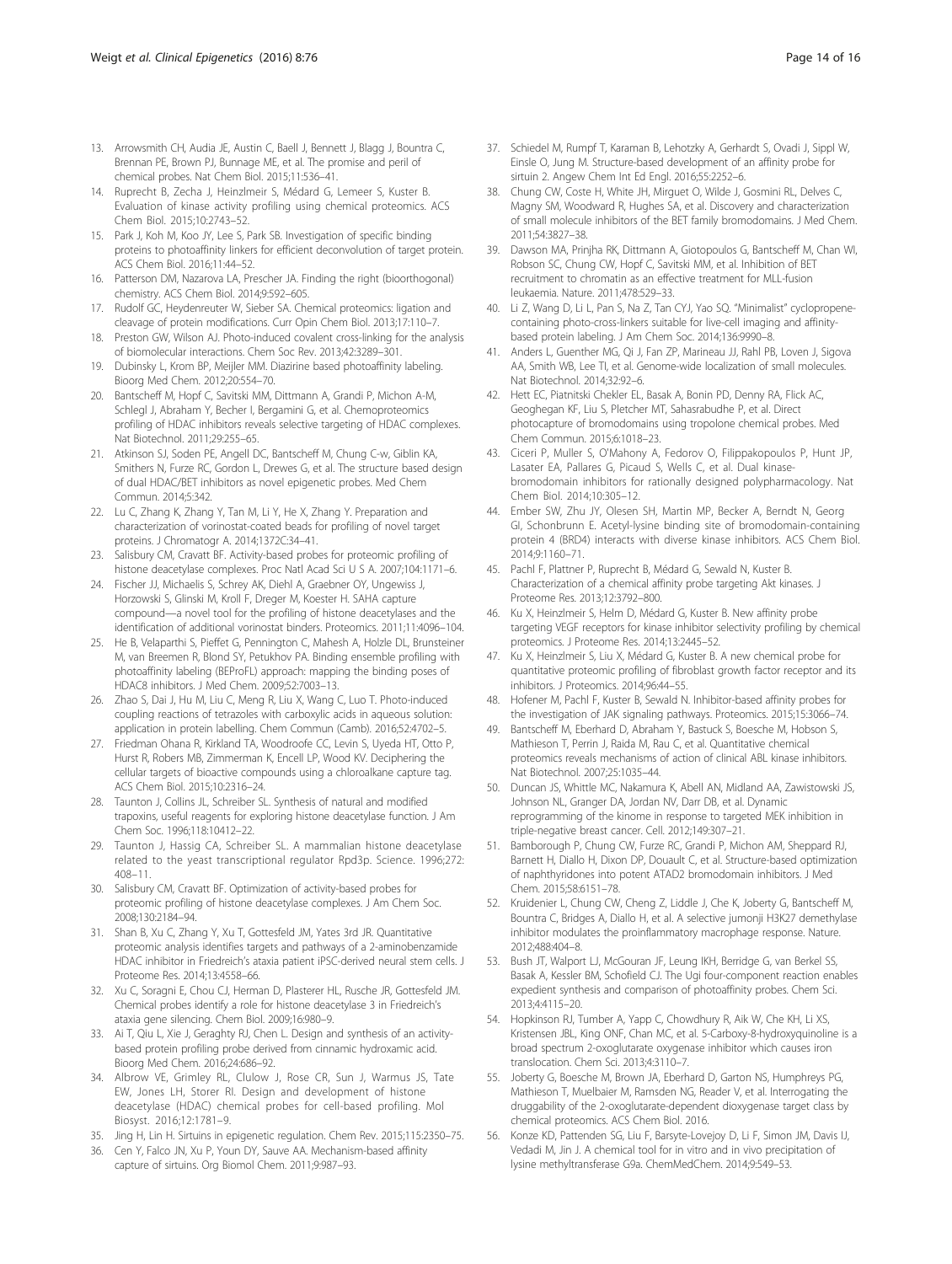13. Arrowsmith CH, Audia JE, Austin C, Baell J, Bennett J, Blagg J, Bountra C, Brennan PE, Brown PJ, Bunnage ME, et al. The promise and peril of chemical probes. Nat Chem Biol. 2015;11:536–41.
14. Ruprecht B, Zecha J, Heinzlmeir S, Médard G, Lemeer S, Kuster B. Evaluation of kinase activity profiling using chemical proteomics. ACS Chem Biol. 2015;10:2743–52.
15. Park J, Koh M, Koo JY, Lee S, Park SB. Investigation of specific binding proteins to photoaffinity linkers for efficient deconvolution of target protein. ACS Chem Biol. 2016;11:44–52.
16. Patterson DM, Nazarova LA, Prescher JA. Finding the right (bioorthogonal) chemistry. ACS Chem Biol. 2014;9:592–605.
17. Rudolf GC, Heydenreuter W, Sieber SA. Chemical proteomics: ligation and cleavage of protein modifications. Curr Opin Chem Biol. 2013;17:110–7.
18. Preston GW, Wilson AJ. Photo-induced covalent cross-linking for the analysis of biomolecular interactions. Chem Soc Rev. 2013;42:3289–301.
19. Dubinsky L, Krom BP, Meijler MM. Diazirine based photoaffinity labeling. Bioorg Med Chem. 2012;20:554–70.
20. Bantscheff M, Hopf C, Savitski MM, Dittmann A, Grandi P, Michon A-M, Schlegl J, Abraham Y, Becher I, Bergamini G, et al. Chemoproteomics profiling of HDAC inhibitors reveals selective targeting of HDAC complexes. Nat Biotechnol. 2011;29:255–65.
21. Atkinson SJ, Soden PE, Angell DC, Bantscheff M, Chung C-w, Giblin KA, Smithers N, Furze RC, Gordon L, Drewes G, et al. The structure based design of dual HDAC/BET inhibitors as novel epigenetic probes. Med Chem Commun. 2014;5:342.
22. Lu C, Zhang K, Zhang Y, Tan M, Li Y, He X, Zhang Y. Preparation and characterization of vorinostat-coated beads for profiling of novel target proteins. J Chromatogr A. 2014;1372C:34–41.
23. Salisbury CM, Cravatt BF. Activity-based probes for proteomic profiling of histone deacetylase complexes. Proc Natl Acad Sci U S A. 2007;104:1171–6.
24. Fischer JJ, Michaelis S, Schrey AK, Diehl A, Graebner OY, Ungewiss J, Horzowski S, Glinski M, Kroll F, Dreger M, Koester H. SAHA capture compound—a novel tool for the profiling of histone deacetylases and the identification of additional vorinostat binders. Proteomics. 2011;11:4096–104.
25. He B, Velaparthi S, Pieffet G, Pennington C, Mahesh A, Holzle DL, Brunsteiner M, van Breemen R, Blond SY, Petukhov PA. Binding ensemble profiling with photoaffinity labeling (BEProFL) approach: mapping the binding poses of HDAC8 inhibitors. J Med Chem. 2009;52:7003–13.
26. Zhao S, Dai J, Hu M, Liu C, Meng R, Liu X, Wang C, Luo T. Photo-induced coupling reactions of tetrazoles with carboxylic acids in aqueous solution: application in protein labelling. Chem Commun (Camb). 2016;52:4702–5.
27. Friedman Ohana R, Kirkland TA, Woodroofe CC, Levin S, Uyeda HT, Otto P, Hurst R, Robers MB, Zimmerman K, Encell LP, Wood KV. Deciphering the cellular targets of bioactive compounds using a chloroalkane capture tag. ACS Chem Biol. 2015;10:2316–24.
28. Taunton J, Collins JL, Schreiber SL. Synthesis of natural and modified trapoxins, useful reagents for exploring histone deacetylase function. J Am Chem Soc. 1996;118:10412–22.
29. Taunton J, Hassig CA, Schreiber SL. A mammalian histone deacetylase related to the yeast transcriptional regulator Rpd3p. Science. 1996;272:408–11.
30. Salisbury CM, Cravatt BF. Optimization of activity-based probes for proteomic profiling of histone deacetylase complexes. J Am Chem Soc. 2008;130:2184–94.
31. Shan B, Xu C, Zhang Y, Xu T, Gottesfeld JM, Yates 3rd JR. Quantitative proteomic analysis identifies targets and pathways of a 2-aminobenzamide HDAC inhibitor in Friedreich's ataxia patient iPSC-derived neural stem cells. J Proteome Res. 2014;13:4558–66.
32. Xu C, Soragni E, Chou CJ, Herman D, Plasterer HL, Rusche JR, Gottesfeld JM. Chemical probes identify a role for histone deacetylase 3 in Friedreich's ataxia gene silencing. Chem Biol. 2009;16:980–9.
33. Ai T, Qiu L, Xie J, Geraghty RJ, Chen L. Design and synthesis of an activity-based protein profiling probe derived from cinnamic hydroxamic acid. Bioorg Med Chem. 2016;24:686–92.
34. Albrow VE, Grimley RL, Clulow J, Rose CR, Sun J, Warmus JS, Tate EW, Jones LH, Storer RI. Design and development of histone deacetylase (HDAC) chemical probes for cell-based profiling. Mol Biosyst. 2016;12:1781–9.
35. Jing H, Lin H. Sirtuins in epigenetic regulation. Chem Rev. 2015;115:2350–75.
36. Cen Y, Falco JN, Xu P, Youn DY, Sauve AA. Mechanism-based affinity capture of sirtuins. Org Biomol Chem. 2011;9:987–93.
37. Schiedel M, Rumpf T, Karaman B, Lehotzky A, Gerhardt S, Ovadi J, Sippl W, Einsle O, Jung M. Structure-based development of an affinity probe for sirtuin 2. Angew Chem Int Ed Engl. 2016;55:2252–6.
38. Chung CW, Coste H, White JH, Mirguet O, Wilde J, Gosmini RL, Delves C, Magny SM, Woodward R, Hughes SA, et al. Discovery and characterization of small molecule inhibitors of the BET family bromodomains. J Med Chem. 2011;54:3827–38.
39. Dawson MA, Prinjha RK, Dittmann A, Giotopoulos G, Bantscheff M, Chan WI, Robson SC, Chung CW, Hopf C, Savitski MM, et al. Inhibition of BET recruitment to chromatin as an effective treatment for MLL-fusion leukaemia. Nature. 2011;478:529–33.
40. Li Z, Wang D, Li L, Pan S, Na Z, Tan CYJ, Yao SQ. "Minimalist" cyclopropene-containing photo-cross-linkers suitable for live-cell imaging and affinity-based protein labeling. J Am Chem Soc. 2014;136:9990–8.
41. Anders L, Guenther MG, Qi J, Fan ZP, Marineau JJ, Rahl PB, Loven J, Sigova AA, Smith WB, Lee TI, et al. Genome-wide localization of small molecules. Nat Biotechnol. 2014;32:92–6.
42. Hett EC, Piatnitski Chekler EL, Basak A, Bonin PD, Denny RA, Flick AC, Geoghegan KF, Liu S, Pletcher MT, Sahasrabudhe P, et al. Direct photocapture of bromodomains using tropolone chemical probes. Med Chem Commun. 2015;6:1018–23.
43. Ciceri P, Muller S, O'Mahony A, Fedorov O, Filippakopoulos P, Hunt JP, Lasater EA, Pallares G, Picaud S, Wells C, et al. Dual kinase-bromodomain inhibitors for rationally designed polypharmacology. Nat Chem Biol. 2014;10:305–12.
44. Ember SW, Zhu JY, Olesen SH, Martin MP, Becker A, Berndt N, Georg GI, Schonbrunn E. Acetyl-lysine binding site of bromodomain-containing protein 4 (BRD4) interacts with diverse kinase inhibitors. ACS Chem Biol. 2014;9:1160–71.
45. Pachl F, Plattner P, Ruprecht B, Médard G, Sewald N, Kuster B. Characterization of a chemical affinity probe targeting Akt kinases. J Proteome Res. 2013;12:3792–800.
46. Ku X, Heinzlmeir S, Helm D, Médard G, Kuster B. New affinity probe targeting VEGF receptors for kinase inhibitor selectivity profiling by chemical proteomics. J Proteome Res. 2014;13:2445–52.
47. Ku X, Heinzlmeir S, Liu X, Médard G, Kuster B. A new chemical probe for quantitative proteomic profiling of fibroblast growth factor receptor and its inhibitors. J Proteomics. 2014;96:44–55.
48. Hofener M, Pachl F, Kuster B, Sewald N. Inhibitor-based affinity probes for the investigation of JAK signaling pathways. Proteomics. 2015;15:3066–74.
49. Bantscheff M, Eberhard D, Abraham Y, Bastuck S, Boesche M, Hobson S, Mathieson T, Perrin J, Raida M, Rau C, et al. Quantitative chemical proteomics reveals mechanisms of action of clinical ABL kinase inhibitors. Nat Biotechnol. 2007;25:1035–44.
50. Duncan JS, Whittle MC, Nakamura K, Abell AN, Midland AA, Zawistowski JS, Johnson NL, Granger DA, Jordan NV, Darr DB, et al. Dynamic reprogramming of the kinome in response to targeted MEK inhibition in triple-negative breast cancer. Cell. 2012;149:307–21.
51. Bamborough P, Chung CW, Furze RC, Grandi P, Michon AM, Sheppard RJ, Barnett H, Diallo H, Dixon DP, Douault C, et al. Structure-based optimization of naphthyridones into potent ATAD2 bromodomain inhibitors. J Med Chem. 2015;58:6151–78.
52. Kruidenier L, Chung CW, Cheng Z, Liddle J, Che K, Joberty G, Bantscheff M, Bountra C, Bridges A, Diallo H, et al. A selective jumonji H3K27 demethylase inhibitor modulates the proinflammatory macrophage response. Nature. 2012;488:404–8.
53. Bush JT, Walport LJ, McGouran JF, Leung IKH, Berridge G, van Berkel SS, Basak A, Kessler BM, Schofield CJ. The Ugi four-component reaction enables expedient synthesis and comparison of photoaffinity probes. Chem Sci. 2013;4:4115–20.
54. Hopkinson RJ, Tumber A, Yapp C, Chowdhury R, Aik W, Che KH, Li XS, Kristensen JBL, King ONF, Chan MC, et al. 5-Carboxy-8-hydroxyquinoline is a broad spectrum 2-oxoglutarate oxygenase inhibitor which causes iron translocation. Chem Sci. 2013;4:3110–7.
55. Joberty G, Boesche M, Brown JA, Eberhard D, Garton NS, Humphreys PG, Mathieson T, Muelbaier M, Ramsden NG, Reader V, et al. Interrogating the druggability of the 2-oxoglutarate-dependent dioxygenase target class by chemical proteomics. ACS Chem Biol. 2016.
56. Konze KD, Pattenden SG, Liu F, Barsyte-Lovejoy D, Li F, Simon JM, Davis IJ, Vedadi M, Jin J. A chemical tool for in vitro and in vivo precipitation of lysine methyltransferase G9a. ChemMedChem. 2014;9:549–53.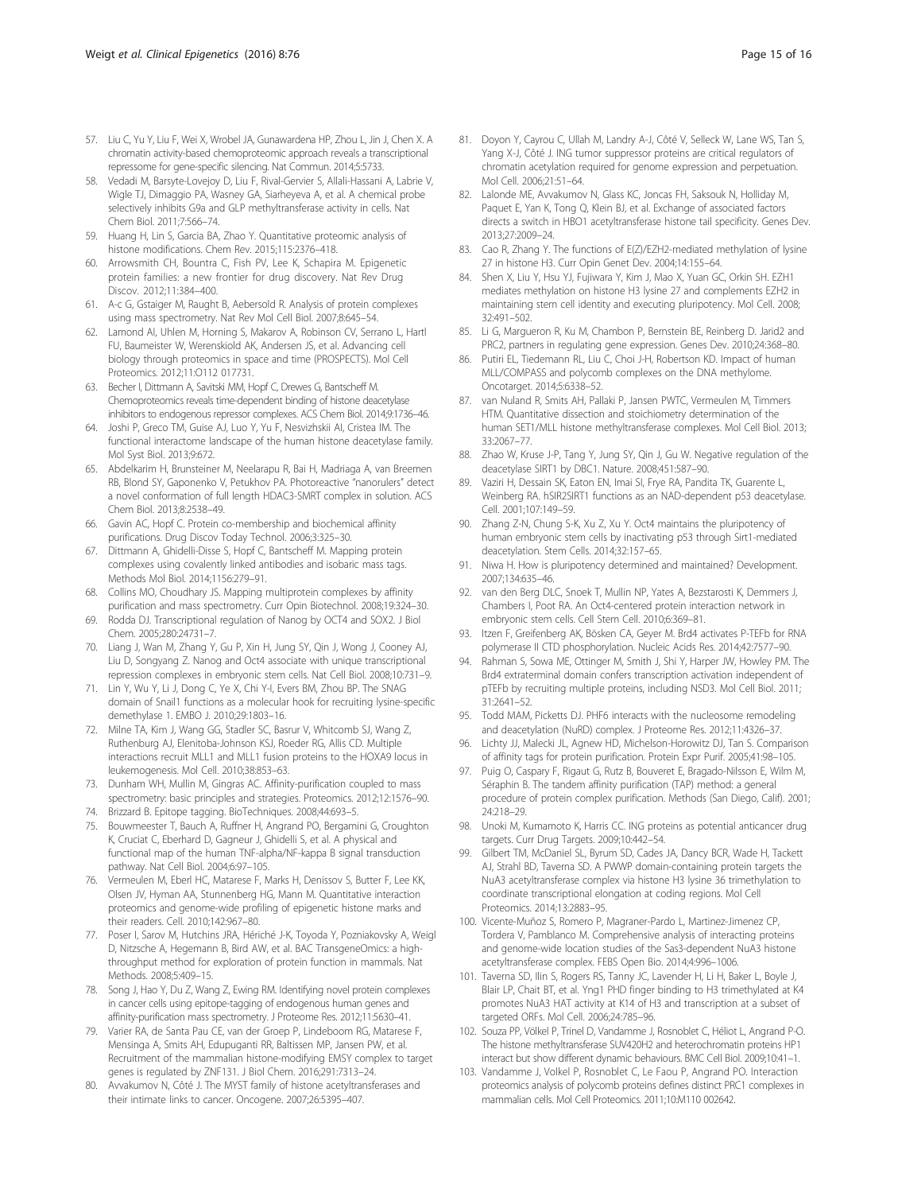57. Liu C, Yu Y, Liu F, Wei X, Wrobel JA, Gunawardena HP, Zhou L, Jin J, Chen X. A chromatin activity-based chemoproteomic approach reveals a transcriptional repressome for gene-specific silencing. Nat Commun. 2014;5:5733.
58. Vedadi M, Barsyte-Lovejoy D, Liu F, Rival-Gervier S, Allali-Hassani A, Labrie V, Wigle TJ, Dimaggio PA, Wasney GA, Siarheyeva A, et al. A chemical probe selectively inhibits G9a and GLP methyltransferase activity in cells. Nat Chem Biol. 2011;7:566–74.
59. Huang H, Lin S, Garcia BA, Zhao Y. Quantitative proteomic analysis of histone modifications. Chem Rev. 2015;115:2376–418.
60. Arrowsmith CH, Bountra C, Fish PV, Lee K, Schapira M. Epigenetic protein families: a new frontier for drug discovery. Nat Rev Drug Discov. 2012;11:384–400.
61. A-c G, Gstaiger M, Raught B, Aebersold R. Analysis of protein complexes using mass spectrometry. Nat Rev Mol Cell Biol. 2007;8:645–54.
62. Lamond AI, Uhlen M, Horning S, Makarov A, Robinson CV, Serrano L, Hartl FU, Baumeister W, Werenskiold AK, Andersen JS, et al. Advancing cell biology through proteomics in space and time (PROSPECTS). Mol Cell Proteomics. 2012;11:O112 017731.
63. Becher I, Dittmann A, Savitski MM, Hopf C, Drewes G, Bantscheff M. Chemoproteomics reveals time-dependent binding of histone deacetylase inhibitors to endogenous repressor complexes. ACS Chem Biol. 2014;9:1736–46.
64. Joshi P, Greco TM, Guise AJ, Luo Y, Yu F, Nesvizhskii AI, Cristea IM. The functional interactome landscape of the human histone deacetylase family. Mol Syst Biol. 2013;9:672.
65. Abdelkarim H, Brunsteiner M, Neelarapu R, Bai H, Madriaga A, van Breemen RB, Blond SY, Gaponenko V, Petukhov PA. Photoreactive "nanorulers" detect a novel conformation of full length HDAC3-SMRT complex in solution. ACS Chem Biol. 2013;8:2538–49.
66. Gavin AC, Hopf C. Protein co-membership and biochemical affinity purifications. Drug Discov Today Technol. 2006;3:325–30.
67. Dittmann A, Ghidelli-Disse S, Hopf C, Bantscheff M. Mapping protein complexes using covalently linked antibodies and isobaric mass tags. Methods Mol Biol. 2014;1156:279–91.
68. Collins MO, Choudhary JS. Mapping multiprotein complexes by affinity purification and mass spectrometry. Curr Opin Biotechnol. 2008;19:324–30.
69. Rodda DJ. Transcriptional regulation of Nanog by OCT4 and SOX2. J Biol Chem. 2005;280:24731–7.
70. Liang J, Wan M, Zhang Y, Gu P, Xin H, Jung SY, Qin J, Wong J, Cooney AJ, Liu D, Songyang Z. Nanog and Oct4 associate with unique transcriptional repression complexes in embryonic stem cells. Nat Cell Biol. 2008;10:731–9.
71. Lin Y, Wu Y, Li J, Dong C, Ye X, Chi Y-I, Evers BM, Zhou BP. The SNAG domain of Snail1 functions as a molecular hook for recruiting lysine-specific demethylase 1. EMBO J. 2010;29:1803–16.
72. Milne TA, Kim J, Wang GG, Stadler SC, Basrur V, Whitcomb SJ, Wang Z, Ruthenburg AJ, Elenitoba-Johnson KSJ, Roeder RG, Allis CD. Multiple interactions recruit MLL1 and MLL1 fusion proteins to the HOXA9 locus in leukemogenesis. Mol Cell. 2010;38:853–63.
73. Dunham WH, Mullin M, Gingras AC. Affinity-purification coupled to mass spectrometry: basic principles and strategies. Proteomics. 2012;12:1576–90.
74. Brizzard B. Epitope tagging. BioTechniques. 2008;44:693–5.
75. Bouwmeester T, Bauch A, Ruffner H, Angrand PO, Bergamini G, Croughton K, Cruciat C, Eberhard D, Gagneur J, Ghidelli S, et al. A physical and functional map of the human TNF-alpha/NF-kappa B signal transduction pathway. Nat Cell Biol. 2004;6:97–105.
76. Vermeulen M, Eberl HC, Matarese F, Marks H, Denissov S, Butter F, Lee KK, Olsen JV, Hyman AA, Stunnenberg HG, Mann M. Quantitative interaction proteomics and genome-wide profiling of epigenetic histone marks and their readers. Cell. 2010;142:967–80.
77. Poser I, Sarov M, Hutchins JRA, Hériché J-K, Toyoda Y, Pozniakovsky A, Weigl D, Nitzsche A, Hegemann B, Bird AW, et al. BAC TransgeneOmics: a high-throughput method for exploration of protein function in mammals. Nat Methods. 2008;5:409–15.
78. Song J, Hao Y, Du Z, Wang Z, Ewing RM. Identifying novel protein complexes in cancer cells using epitope-tagging of endogenous human genes and affinity-purification mass spectrometry. J Proteome Res. 2012;11:5630–41.
79. Varier RA, de Santa Pau CE, van der Groep P, Lindeboom RG, Matarese F, Mensinga A, Smits AH, Edupuganti RR, Baltissen MP, Jansen PW, et al. Recruitment of the mammalian histone-modifying EMSY complex to target genes is regulated by ZNF131. J Biol Chem. 2016;291:7313–24.
80. Avvakumov N, Côté J. The MYST family of histone acetyltransferases and their intimate links to cancer. Oncogene. 2007;26:5395–407.
81. Doyon Y, Cayrou C, Ullah M, Landry A-J, Côté V, Selleck W, Lane WS, Tan S, Yang X-J, Côté J. ING tumor suppressor proteins are critical regulators of chromatin acetylation required for genome expression and perpetuation. Mol Cell. 2006;21:51–64.
82. Lalonde ME, Avvakumov N, Glass KC, Joncas FH, Saksouk N, Holliday M, Paquet E, Yan K, Tong Q, Klein BJ, et al. Exchange of associated factors directs a switch in HBO1 acetyltransferase histone tail specificity. Genes Dev. 2013;27:2009–24.
83. Cao R, Zhang Y. The functions of E(Z)/EZH2-mediated methylation of lysine 27 in histone H3. Curr Opin Genet Dev. 2004;14:155–64.
84. Shen X, Liu Y, Hsu YJ, Fujiwara Y, Kim J, Mao X, Yuan GC, Orkin SH. EZH1 mediates methylation on histone H3 lysine 27 and complements EZH2 in maintaining stem cell identity and executing pluripotency. Mol Cell. 2008; 32:491–502.
85. Li G, Margueron R, Ku M, Chambon P, Bernstein BE, Reinberg D. Jarid2 and PRC2, partners in regulating gene expression. Genes Dev. 2010;24:368–80.
86. Putiri EL, Tiedemann RL, Liu C, Choi J-H, Robertson KD. Impact of human MLL/COMPASS and polycomb complexes on the DNA methylome. Oncotarget. 2014;5:6338–52.
87. van Nuland R, Smits AH, Pallaki P, Jansen PWTC, Vermeulen M, Timmers HTM. Quantitative dissection and stoichiometry determination of the human SET1/MLL histone methyltransferase complexes. Mol Cell Biol. 2013; 33:2067–77.
88. Zhao W, Kruse J-P, Tang Y, Jung SY, Qin J, Gu W. Negative regulation of the deacetylase SIRT1 by DBC1. Nature. 2008;451:587–90.
89. Vaziri H, Dessain SK, Eaton EN, Imai SI, Frye RA, Pandita TK, Guarente L, Weinberg RA. hSIR2SIRT1 functions as an NAD-dependent p53 deacetylase. Cell. 2001;107:149–59.
90. Zhang Z-N, Chung S-K, Xu Z, Xu Y. Oct4 maintains the pluripotency of human embryonic stem cells by inactivating p53 through Sirt1-mediated deacetylation. Stem Cells. 2014;32:157–65.
91. Niwa H. How is pluripotency determined and maintained? Development. 2007;134:635–46.
92. van den Berg DLC, Snoek T, Mullin NP, Yates A, Bezstarosti K, Demmers J, Chambers I, Poot RA. An Oct4-centered protein interaction network in embryonic stem cells. Cell Stem Cell. 2010;6:369–81.
93. Itzen F, Greifenberg AK, Bösken CA, Geyer M. Brd4 activates P-TEFb for RNA polymerase II CTD phosphorylation. Nucleic Acids Res. 2014;42:7577–90.
94. Rahman S, Sowa ME, Ottinger M, Smith J, Shi Y, Harper JW, Howley PM. The Brd4 extraterminal domain confers transcription activation independent of pTEFb by recruiting multiple proteins, including NSD3. Mol Cell Biol. 2011; 31:2641–52.
95. Todd MAM, Picketts DJ. PHF6 interacts with the nucleosome remodeling and deacetylation (NuRD) complex. J Proteome Res. 2012;11:4326–37.
96. Lichty JJ, Malecki JL, Agnew HD, Michelson-Horowitz DJ, Tan S. Comparison of affinity tags for protein purification. Protein Expr Purif. 2005;41:98–105.
97. Puig O, Caspary F, Rigaut G, Rutz B, Bouveret E, Bragado-Nilsson E, Wilm M, Séraphin B. The tandem affinity purification (TAP) method: a general procedure of protein complex purification. Methods (San Diego, Calif). 2001; 24:218–29.
98. Unoki M, Kumamoto K, Harris CC. ING proteins as potential anticancer drug targets. Curr Drug Targets. 2009;10:442–54.
99. Gilbert TM, McDaniel SL, Byrum SD, Cades JA, Dancy BCR, Wade H, Tackett AJ, Strahl BD, Taverna SD. A PWWP domain-containing protein targets the NuA3 acetyltransferase complex via histone H3 lysine 36 trimethylation to coordinate transcriptional elongation at coding regions. Mol Cell Proteomics. 2014;13:2883–95.
100. Vicente-Muñoz S, Romero P, Magraner-Pardo L, Martinez-Jimenez CP, Tordera V, Pamblanco M. Comprehensive analysis of interacting proteins and genome-wide location studies of the Sas3-dependent NuA3 histone acetyltransferase complex. FEBS Open Bio. 2014;4:996–1006.
101. Taverna SD, Ilin S, Rogers RS, Tanny JC, Lavender H, Li H, Baker L, Boyle J, Blair LP, Chait BT, et al. Yng1 PHD finger binding to H3 trimethylated at K4 promotes NuA3 HAT activity at K14 of H3 and transcription at a subset of targeted ORFs. Mol Cell. 2006;24:785–96.
102. Souza PP, Völkel P, Trinel D, Vandamme J, Rosnoblet C, Héliot L, Angrand P-O. The histone methyltransferase SUV420H2 and heterochromatin proteins HP1 interact but show different dynamic behaviours. BMC Cell Biol. 2009;10:41–1.
103. Vandamme J, Volkel P, Rosnoblet C, Le Faou P, Angrand PO. Interaction proteomics analysis of polycomb proteins defines distinct PRC1 complexes in mammalian cells. Mol Cell Proteomics. 2011;10:M110 002642.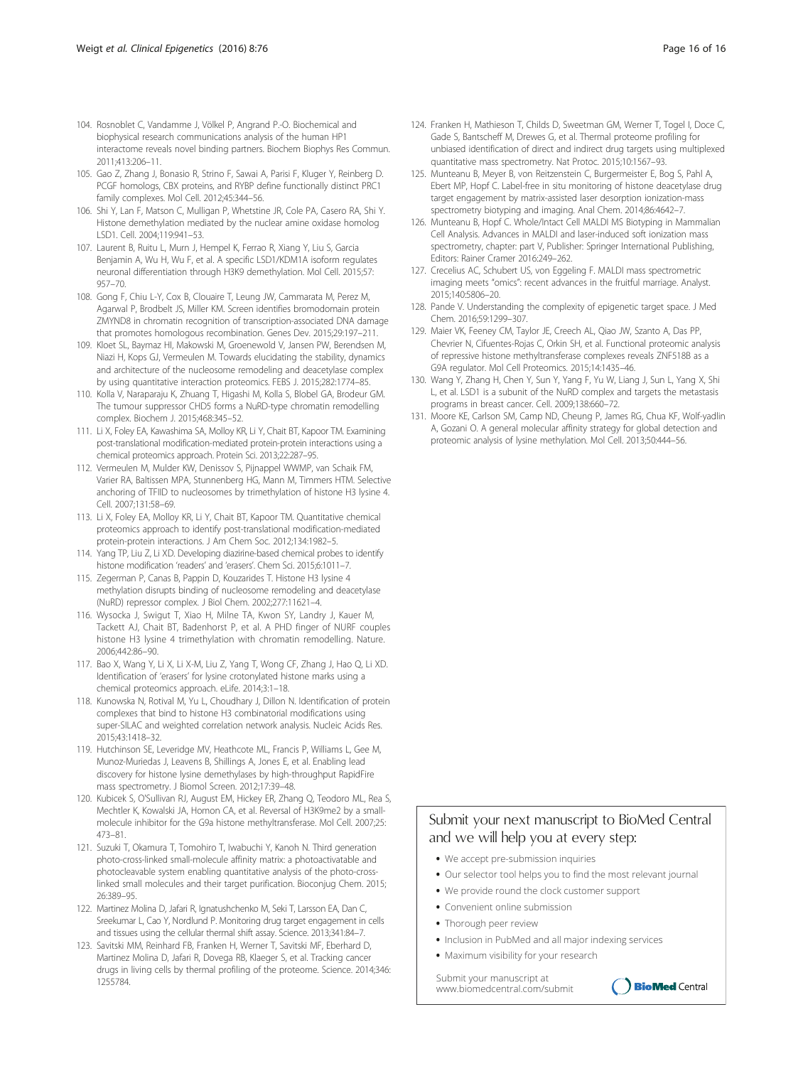104. Rosnoblet C, Vandamme J, Völkel P, Angrand P.-O. Biochemical and biophysical research communications analysis of the human HP1 interactome reveals novel binding partners. Biochem Biophys Res Commun. 2011;413:206–11.
105. Gao Z, Zhang J, Bonasio R, Strino F, Sawai A, Parisi F, Kluger Y, Reinberg D. PCGF homologs, CBX proteins, and RYBP define functionally distinct PRC1 family complexes. Mol Cell. 2012;45:344–56.
106. Shi Y, Lan F, Matson C, Mulligan P, Whetstine JR, Cole PA, Casero RA, Shi Y. Histone demethylation mediated by the nuclear amine oxidase homolog LSD1. Cell. 2004;119:941–53.
107. Laurent B, Ruitu L, Murn J, Hempel K, Ferrao R, Xiang Y, Liu S, Garcia Benjamin A, Wu H, Wu F, et al. A specific LSD1/KDM1A isoform regulates neuronal differentiation through H3K9 demethylation. Mol Cell. 2015;57: 957–70.
108. Gong F, Chiu L-Y, Cox B, Clouaire T, Leung JW, Cammarata M, Perez M, Agarwal P, Brodbelt JS, Miller KM. Screen identifies bromodomain protein ZMYND8 in chromatin recognition of transcription-associated DNA damage that promotes homologous recombination. Genes Dev. 2015;29:197–211.
109. Kloet SL, Baymaz HI, Makowski M, Groenewold V, Jansen PW, Berendsen M, Niazi H, Kops GJ, Vermeulen M. Towards elucidating the stability, dynamics and architecture of the nucleosome remodeling and deacetylase complex by using quantitative interaction proteomics. FEBS J. 2015;282:1774–85.
110. Kolla V, Naraparaju K, Zhuang T, Higashi M, Kolla S, Blobel GA, Brodeur GM. The tumour suppressor CHD5 forms a NuRD-type chromatin remodelling complex. Biochem J. 2015;468:345–52.
111. Li X, Foley EA, Kawashima SA, Molloy KR, Li Y, Chait BT, Kapoor TM. Examining post-translational modification-mediated protein-protein interactions using a chemical proteomics approach. Protein Sci. 2013;22:287–95.
112. Vermeulen M, Mulder KW, Denissov S, Pijnappel WWMP, van Schaik FM, Varier RA, Baltissen MPA, Stunnenberg HG, Mann M, Timmers HTM. Selective anchoring of TFIID to nucleosomes by trimethylation of histone H3 lysine 4. Cell. 2007;131:58–69.
113. Li X, Foley EA, Molloy KR, Li Y, Chait BT, Kapoor TM. Quantitative chemical proteomics approach to identify post-translational modification-mediated protein-protein interactions. J Am Chem Soc. 2012;134:1982–5.
114. Yang TP, Liu Z, Li XD. Developing diazirine-based chemical probes to identify histone modification 'readers' and 'erasers'. Chem Sci. 2015;6:1011–7.
115. Zegerman P, Canas B, Pappin D, Kouzarides T. Histone H3 lysine 4 methylation disrupts binding of nucleosome remodeling and deacetylase (NuRD) repressor complex. J Biol Chem. 2002;277:11621–4.
116. Wysocka J, Swigut T, Xiao H, Milne TA, Kwon SY, Landry J, Kauer M, Tackett AJ, Chait BT, Badenhorst P, et al. A PHD finger of NURF couples histone H3 lysine 4 trimethylation with chromatin remodelling. Nature. 2006;442:86–90.
117. Bao X, Wang Y, Li X, Li X-M, Liu Z, Yang T, Wong CF, Zhang J, Hao Q, Li XD. Identification of 'erasers' for lysine crotonylated histone marks using a chemical proteomics approach. eLife. 2014;3:1–18.
118. Kunowska N, Rotival M, Yu L, Choudhary J, Dillon N. Identification of protein complexes that bind to histone H3 combinatorial modifications using super-SILAC and weighted correlation network analysis. Nucleic Acids Res. 2015;43:1418–32.
119. Hutchinson SE, Leveridge MV, Heathcote ML, Francis P, Williams L, Gee M, Munoz-Muriedas J, Leavens B, Shillings A, Jones E, et al. Enabling lead discovery for histone lysine demethylases by high-throughput RapidFire mass spectrometry. J Biomol Screen. 2012;17:39–48.
120. Kubicek S, O'Sullivan RJ, August EM, Hickey ER, Zhang Q, Teodoro ML, Rea S, Mechtler K, Kowalski JA, Homon CA, et al. Reversal of H3K9me2 by a small-molecule inhibitor for the G9a histone methyltransferase. Mol Cell. 2007;25: 473–81.
121. Suzuki T, Okamura T, Tomohiro T, Iwabuchi Y, Kanoh N. Third generation photo-cross-linked small-molecule affinity matrix: a photoactivatable and photocleavable system enabling quantitative analysis of the photo-cross-linked small molecules and their target purification. Bioconjug Chem. 2015; 26:389–95.
122. Martinez Molina D, Jafari R, Ignatushchenko M, Seki T, Larsson EA, Dan C, Sreekumar L, Cao Y, Nordlund P. Monitoring drug target engagement in cells and tissues using the cellular thermal shift assay. Science. 2013;341:84–7.
123. Savitski MM, Reinhard FB, Franken H, Werner T, Savitski MF, Eberhard D, Martinez Molina D, Jafari R, Dovega RB, Klaeger S, et al. Tracking cancer drugs in living cells by thermal profiling of the proteome. Science. 2014;346: 1255784.
124. Franken H, Mathieson T, Childs D, Sweetman GM, Werner T, Togel I, Doce C, Gade S, Bantscheff M, Drewes G, et al. Thermal proteome profiling for unbiased identification of direct and indirect drug targets using multiplexed quantitative mass spectrometry. Nat Protoc. 2015;10:1567–93.
125. Munteanu B, Meyer B, von Reitzenstein C, Burgermeister E, Bog S, Pahl A, Ebert MP, Hopf C. Label-free in situ monitoring of histone deacetylase drug target engagement by matrix-assisted laser desorption ionization-mass spectrometry biotyping and imaging. Anal Chem. 2014;86:4642–7.
126. Munteanu B, Hopf C. Whole/Intact Cell MALDI MS Biotyping in Mammalian Cell Analysis. Advances in MALDI and laser-induced soft ionization mass spectrometry, chapter: part V, Publisher: Springer International Publishing, Editors: Rainer Cramer 2016:249–262.
127. Crecelius AC, Schubert US, von Eggeling F. MALDI mass spectrometric imaging meets "omics": recent advances in the fruitful marriage. Analyst. 2015;140:5806–20.
128. Pande V. Understanding the complexity of epigenetic target space. J Med Chem. 2016;59:1299–307.
129. Maier VK, Feeney CM, Taylor JE, Creech AL, Qiao JW, Szanto A, Das PP, Chevrier N, Cifuentes-Rojas C, Orkin SH, et al. Functional proteomic analysis of repressive histone methyltransferase complexes reveals ZNF518B as a G9A regulator. Mol Cell Proteomics. 2015;14:1435–46.
130. Wang Y, Zhang H, Chen Y, Sun Y, Yang F, Yu W, Liang J, Sun L, Yang X, Shi L, et al. LSD1 is a subunit of the NuRD complex and targets the metastasis programs in breast cancer. Cell. 2009;138:660–72.
131. Moore KE, Carlson SM, Camp ND, Cheung P, James RG, Chua KF, Wolf-yadlin A, Gozani O. A general molecular affinity strategy for global detection and proteomic analysis of lysine methylation. Mol Cell. 2013;50:444–56.

Submit your next manuscript to BioMed Central and we will help you at every step:

- We accept pre-submission inquiries
- Our selector tool helps you to find the most relevant journal
- We provide round the clock customer support
- Convenient online submission
- Thorough peer review
- Inclusion in PubMed and all major indexing services
- Maximum visibility for your research

Submit your manuscript at www.biomedcentral.com/submit

BioMed Central